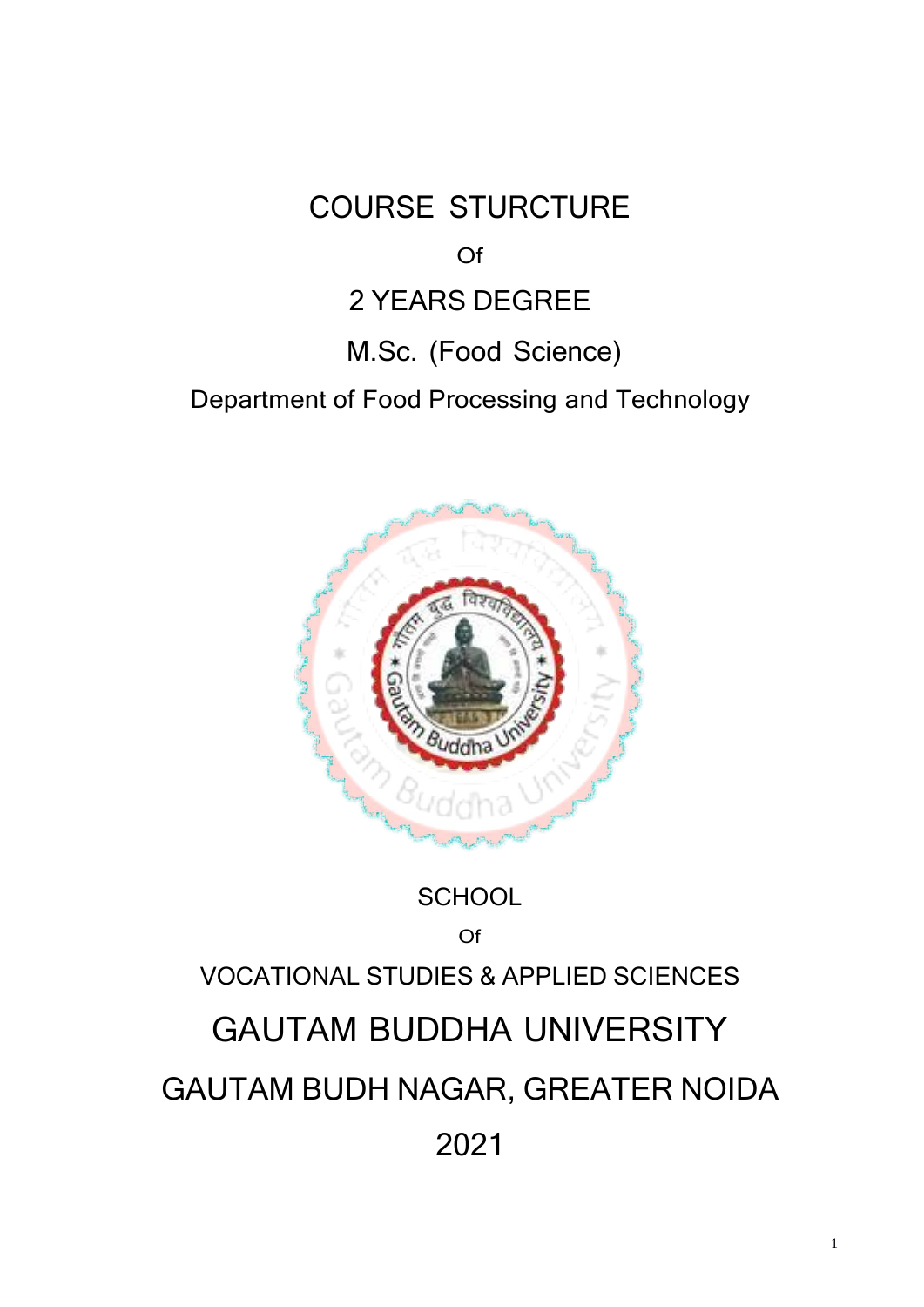# COURSE STURCTURE

Of

## 2 YEARS DEGREE

## M.Sc. (Food Science)

Department of Food Processing and Technology

SCHOOL

Of

VOCATIONAL STUDIES & APPLIED SCIENCES

# GAUTAM BUDDHA UNIVERSITY

## GAUTAM BUDH NAGAR, GREATER NOIDA

2021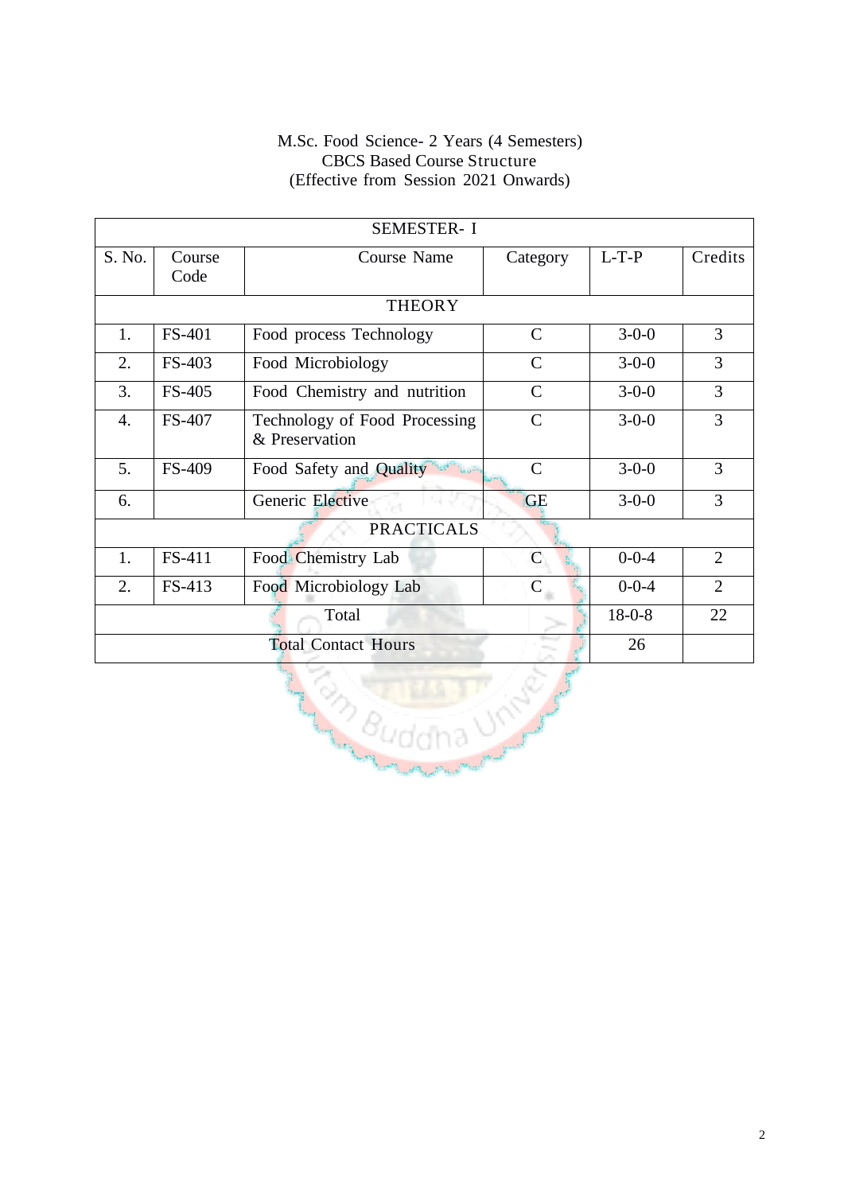M.Sc. Food Science- 2 Years (4 Semesters)
CBCS Based Course Structure
(Effective from Session 2021 Onwards)

| SEMESTER- I | | | | | |
|---|---|---|---|---|---|
| S. No. | Course Code | Course Name | Category | L-T-P | Credits |
| THEORY | | | | | |
| 1. | FS-401 | Food process Technology | C | 3-0-0 | 3 |
| 2. | FS-403 | Food Microbiology | C | 3-0-0 | 3 |
| 3. | FS-405 | Food Chemistry and nutrition | C | 3-0-0 | 3 |
| 4. | FS-407 | Technology of Food Processing & Preservation | C | 3-0-0 | 3 |
| 5. | FS-409 | Food Safety and Quality | C | 3-0-0 | 3 |
| 6. | | Generic Elective | GE | 3-0-0 | 3 |
| PRACTICALS | | | | | |
| 1. | FS-411 | Food Chemistry Lab | C | 0-0-4 | 2 |
| 2. | FS-413 | Food Microbiology Lab | C | 0-0-4 | 2 |
| Total | | | | 18-0-8 | 22 |
| Total Contact Hours | | | | 26 | |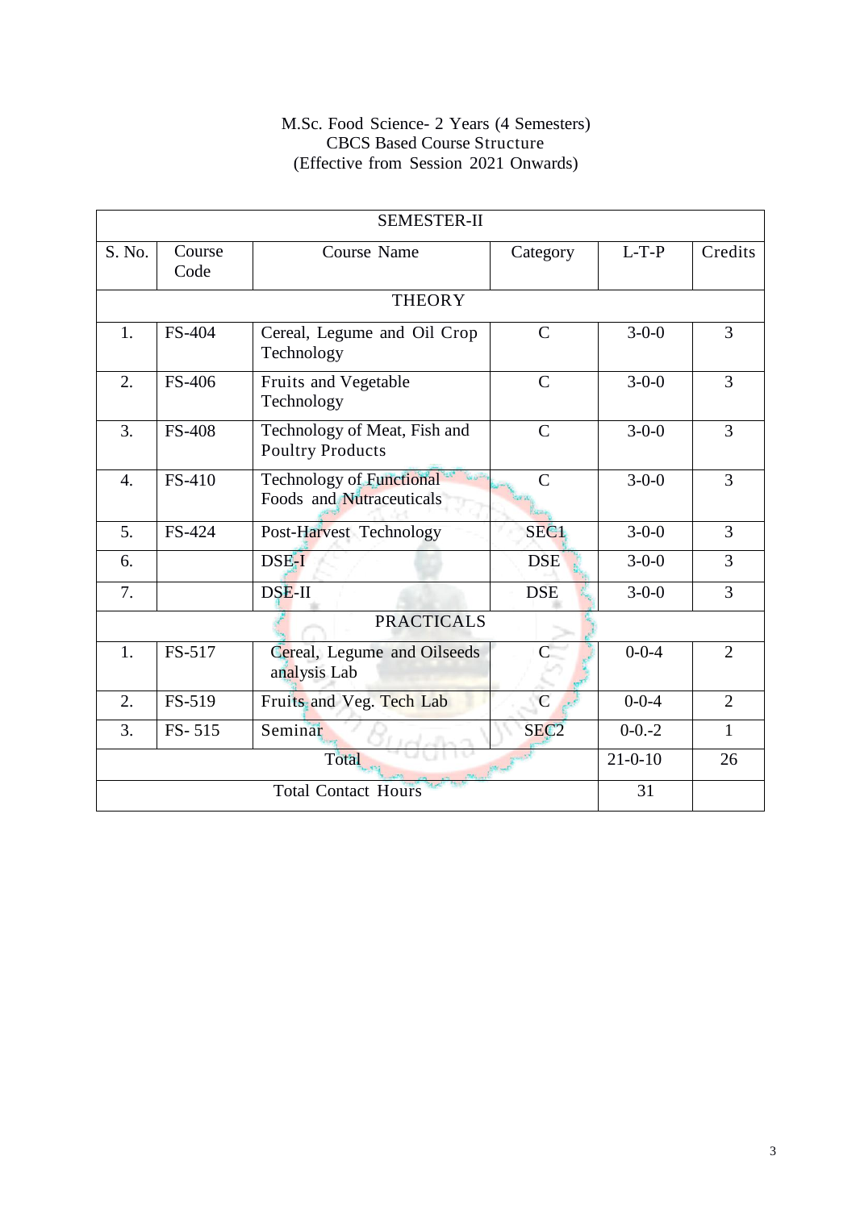M.Sc. Food Science- 2 Years (4 Semesters)
CBCS Based Course Structure
(Effective from Session 2021 Onwards)

| SEMESTER-II | | | | | |
|---|---|---|---|---|---|
| S. No. | Course Code | Course Name | Category | L-T-P | Credits |
| THEORY | | | | | |
| 1. | FS-404 | Cereal, Legume and Oil Crop Technology | C | 3-0-0 | 3 |
| 2. | FS-406 | Fruits and Vegetable Technology | C | 3-0-0 | 3 |
| 3. | FS-408 | Technology of Meat, Fish and Poultry Products | C | 3-0-0 | 3 |
| 4. | FS-410 | Technology of Functional Foods and Nutraceuticals | C | 3-0-0 | 3 |
| 5. | FS-424 | Post-Harvest Technology | SEC1 | 3-0-0 | 3 |
| 6. | | DSE-I | DSE | 3-0-0 | 3 |
| 7. | | DSE-II | DSE | 3-0-0 | 3 |
| PRACTICALS | | | | | |
| 1. | FS-517 | Cereal, Legume and Oilseeds analysis Lab | C | 0-0-4 | 2 |
| 2. | FS-519 | Fruits and Veg. Tech Lab | C | 0-0-4 | 2 |
| 3. | FS- 515 | Seminar | SEC2 | 0-0.-2 | 1 |
| Total | | | | 21-0-10 | 26 |
| Total Contact Hours | | | | 31 | |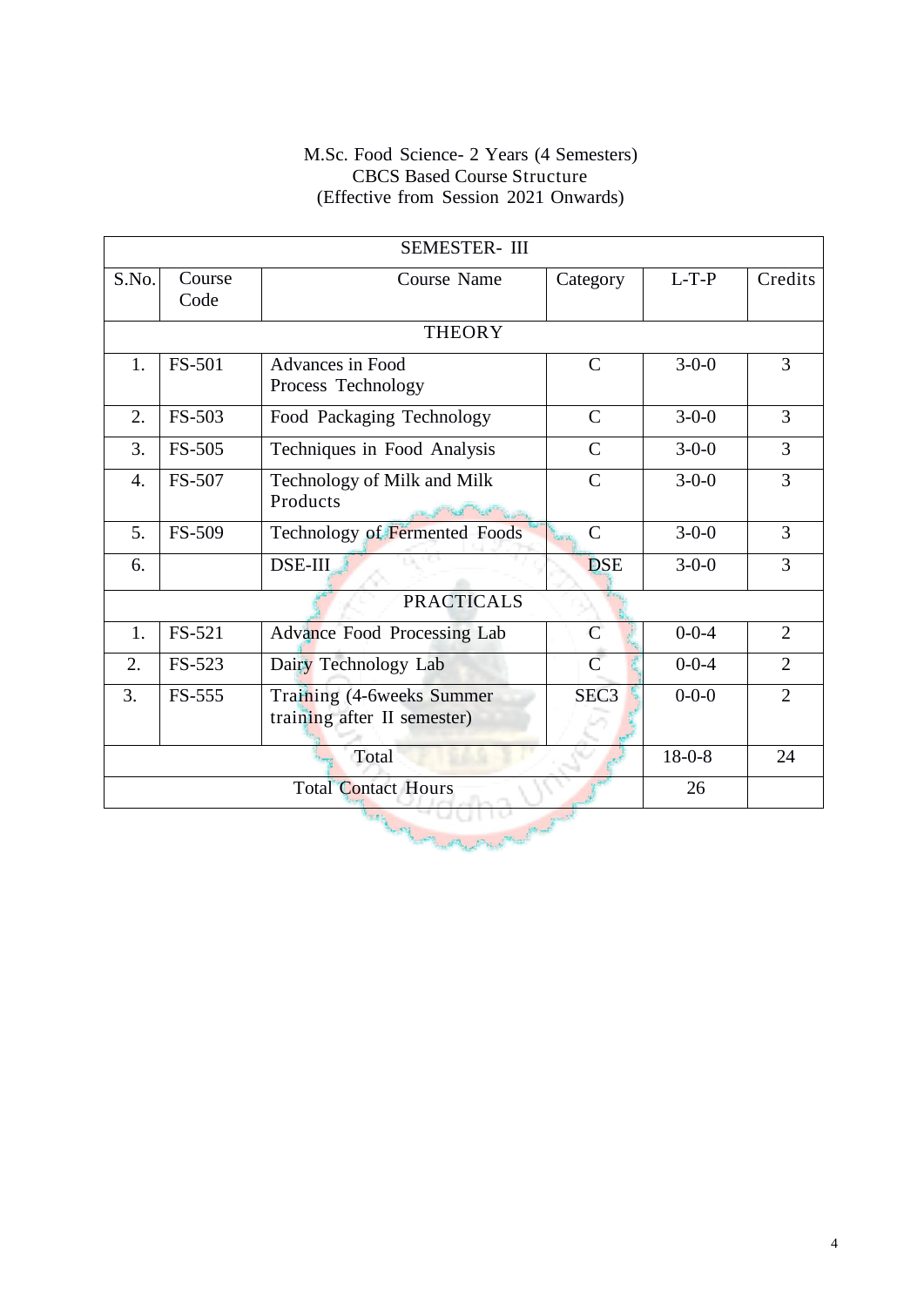M.Sc. Food Science- 2 Years (4 Semesters)
CBCS Based Course Structure
(Effective from Session 2021 Onwards)

| SEMESTER- III | | | | | |
|---|---|---|---|---|---|
| S.No. | Course Code | Course Name | Category | L-T-P | Credits |
| THEORY | | | | | |
| 1. | FS-501 | Advances in Food Process Technology | C | 3-0-0 | 3 |
| 2. | FS-503 | Food Packaging Technology | C | 3-0-0 | 3 |
| 3. | FS-505 | Techniques in Food Analysis | C | 3-0-0 | 3 |
| 4. | FS-507 | Technology of Milk and Milk Products | C | 3-0-0 | 3 |
| 5. | FS-509 | Technology of Fermented Foods | C | 3-0-0 | 3 |
| 6. | | DSE-III | DSE | 3-0-0 | 3 |
| PRACTICALS | | | | | |
| 1. | FS-521 | Advance Food Processing Lab | C | 0-0-4 | 2 |
| 2. | FS-523 | Dairy Technology Lab | C | 0-0-4 | 2 |
| 3. | FS-555 | Training (4-6weeks Summer training after II semester) | SEC3 | 0-0-0 | 2 |
| Total | | | | 18-0-8 | 24 |
| Total Contact Hours | | | | 26 | |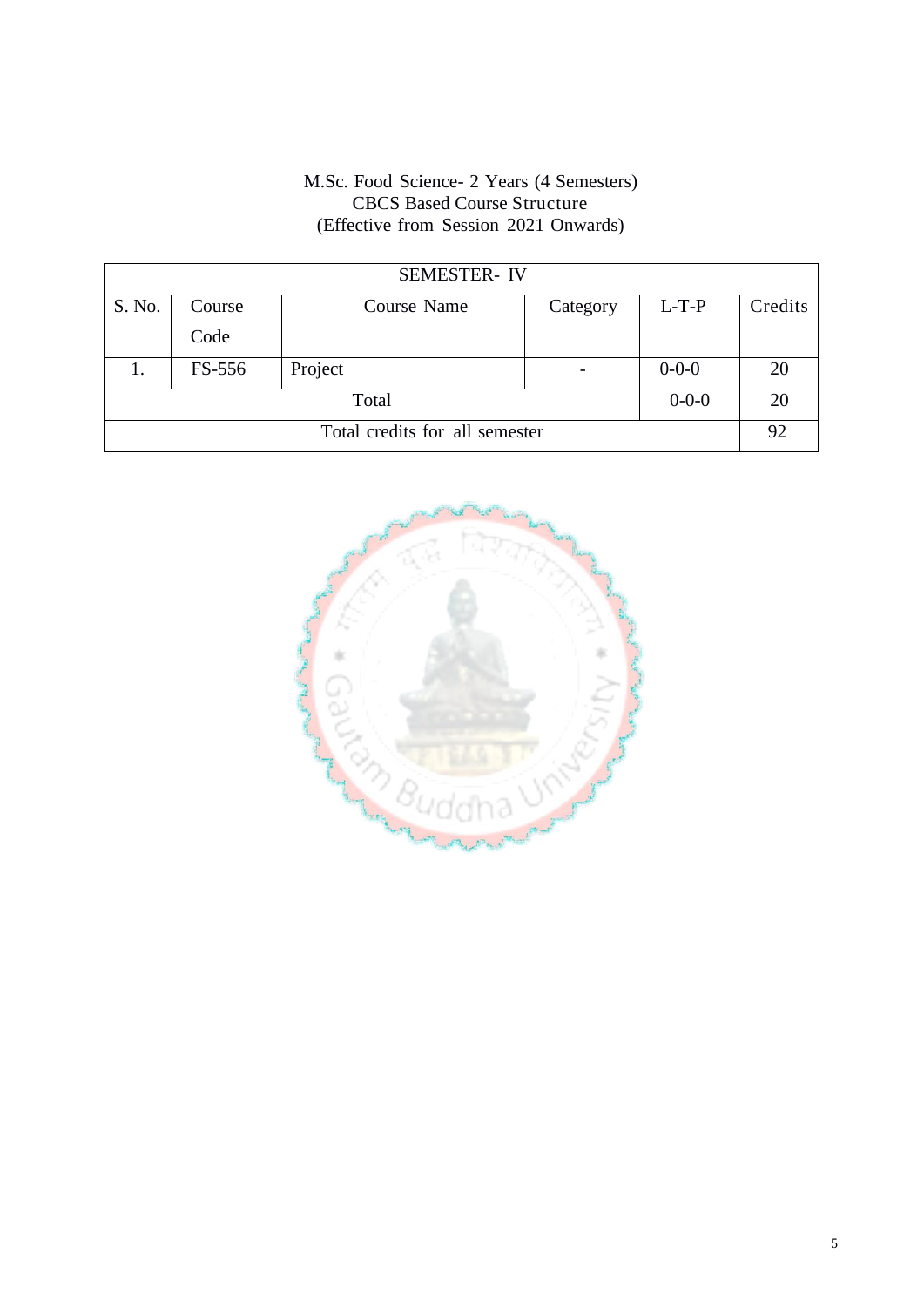M.Sc. Food Science- 2 Years (4 Semesters)
CBCS Based Course Structure
(Effective from Session 2021 Onwards)

| SEMESTER- IV | | | | | |
|---|---|---|---|---|---|
| S. No. | Course Code | Course Name | Category | L-T-P | Credits |
| 1. | FS-556 | Project | - | 0-0-0 | 20 |
| Total | | | | 0-0-0 | 20 |
| Total credits for all semester | | | | | 92 |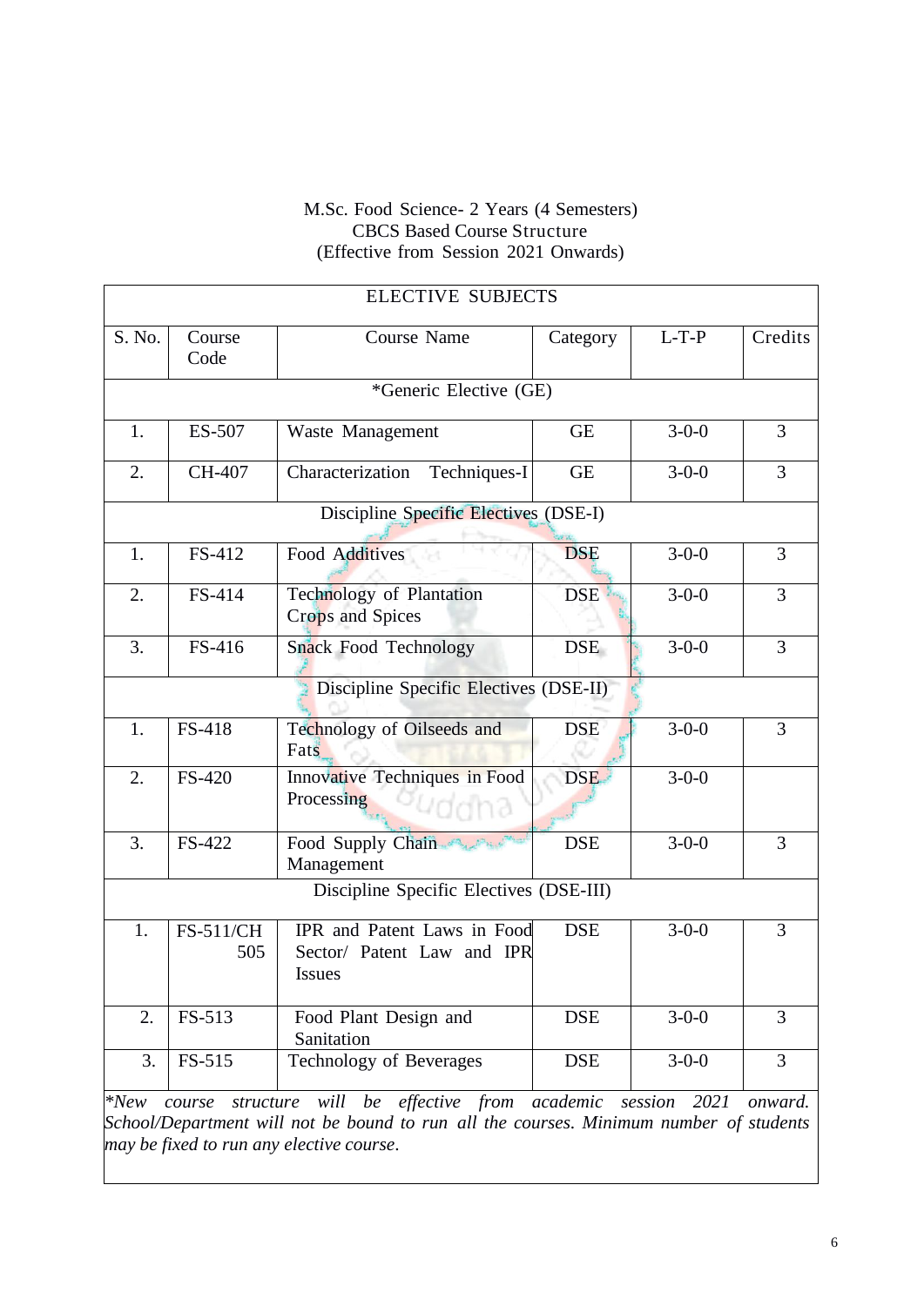M.Sc. Food Science- 2 Years (4 Semesters)
CBCS Based Course Structure
(Effective from Session 2021 Onwards)

| ELECTIVE SUBJECTS | | | | | |
|---|---|---|---|---|---|
| S. No. | Course Code | Course Name | Category | L-T-P | Credits |
| *Generic Elective (GE) | | | | | |
| 1. | ES-507 | Waste Management | GE | 3-0-0 | 3 |
| 2. | CH-407 | Characterization Techniques-I | GE | 3-0-0 | 3 |
| Discipline Specific Electives (DSE-I) | | | | | |
| 1. | FS-412 | Food Additives | DSE | 3-0-0 | 3 |
| 2. | FS-414 | Technology of Plantation Crops and Spices | DSE | 3-0-0 | 3 |
| 3. | FS-416 | Snack Food Technology | DSE | 3-0-0 | 3 |
| Discipline Specific Electives (DSE-II) | | | | | |
| 1. | FS-418 | Technology of Oilseeds and Fats | DSE | 3-0-0 | 3 |
| 2. | FS-420 | Innovative Techniques in Food Processing | DSE | 3-0-0 | |
| 3. | FS-422 | Food Supply Chain Management | DSE | 3-0-0 | 3 |
| Discipline Specific Electives (DSE-III) | | | | | |
| 1. | FS-511/CH 505 | IPR and Patent Laws in Food Sector/ Patent Law and IPR Issues | DSE | 3-0-0 | 3 |
| 2. | FS-513 | Food Plant Design and Sanitation | DSE | 3-0-0 | 3 |
| 3. | FS-515 | Technology of Beverages | DSE | 3-0-0 | 3 |

*\*New course structure will be effective from academic session 2021 onward. School/Department will not be bound to run all the courses. Minimum number of students may be fixed to run any elective course.*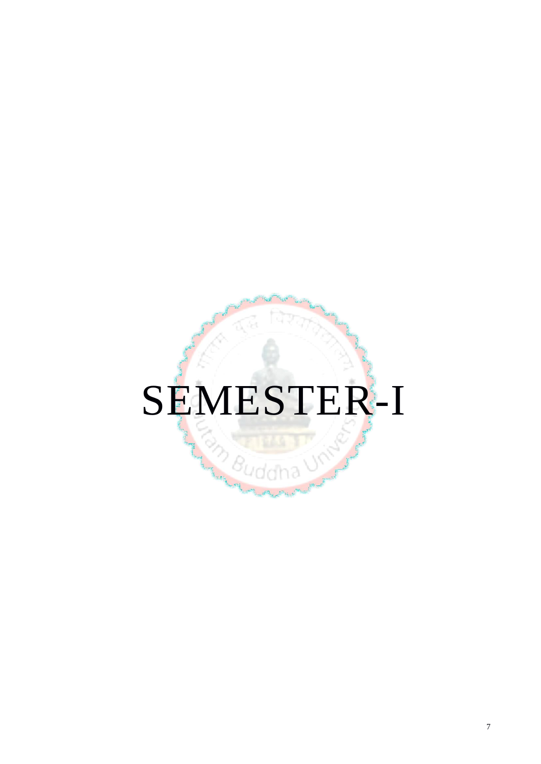# SEMESTER-I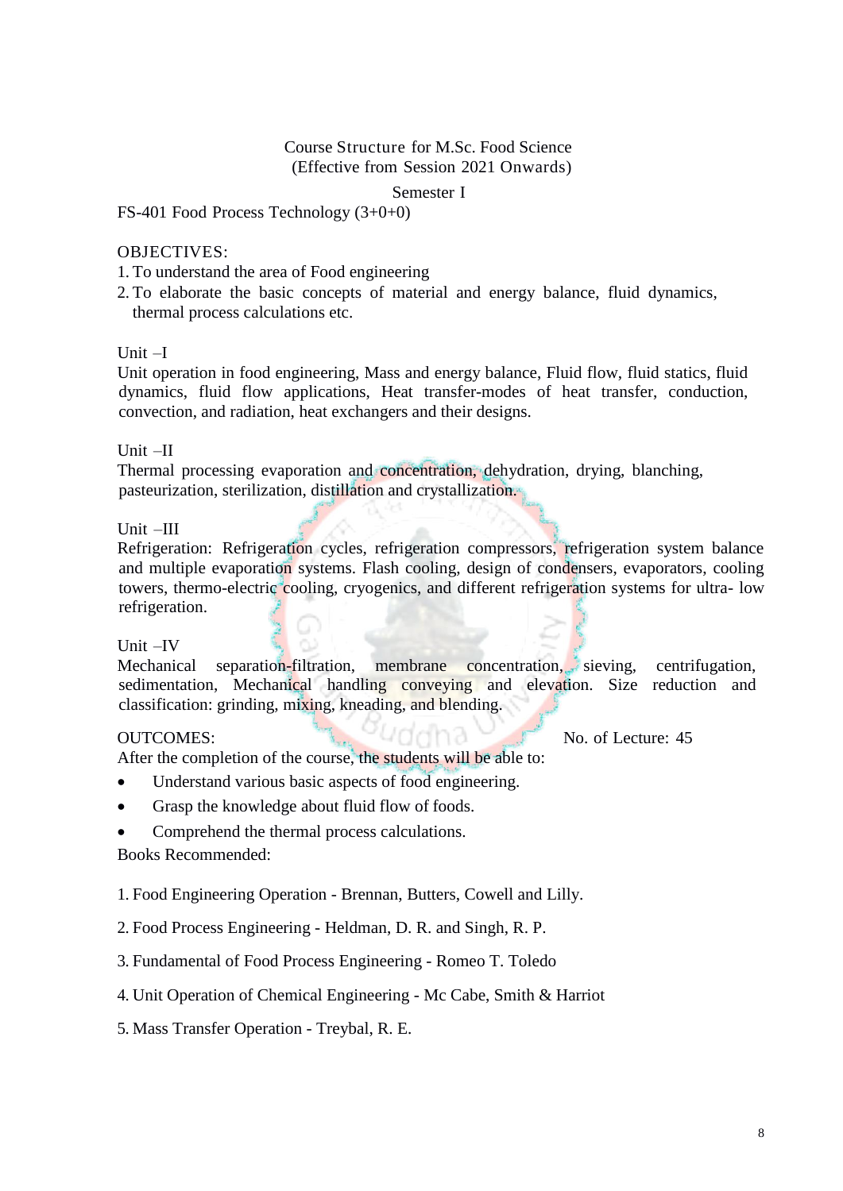# Course Structure for M.Sc. Food Science
(Effective from Session 2021 Onwards)

## Semester I

### FS-401 Food Process Technology (3+0+0)

OBJECTIVES:

1. To understand the area of Food engineering
2. To elaborate the basic concepts of material and energy balance, fluid dynamics, thermal process calculations etc.

Unit –I

Unit operation in food engineering, Mass and energy balance, Fluid flow, fluid statics, fluid dynamics, fluid flow applications, Heat transfer-modes of heat transfer, conduction, convection, and radiation, heat exchangers and their designs.

Unit –II

Thermal processing evaporation and concentration, dehydration, drying, blanching, pasteurization, sterilization, distillation and crystallization.

Unit –III

Refrigeration: Refrigeration cycles, refrigeration compressors, refrigeration system balance and multiple evaporation systems. Flash cooling, design of condensers, evaporators, cooling towers, thermo-electric cooling, cryogenics, and different refrigeration systems for ultra- low refrigeration.

Unit –IV

Mechanical separation-filtration, membrane concentration, sieving, centrifugation, sedimentation, Mechanical handling conveying and elevation. Size reduction and classification: grinding, mixing, kneading, and blending.

OUTCOMES: No. of Lecture: 45

After the completion of the course, the students will be able to:

- Understand various basic aspects of food engineering.
- Grasp the knowledge about fluid flow of foods.
- Comprehend the thermal process calculations.

Books Recommended:

1. Food Engineering Operation - Brennan, Butters, Cowell and Lilly.
2. Food Process Engineering - Heldman, D. R. and Singh, R. P.
3. Fundamental of Food Process Engineering - Romeo T. Toledo
4. Unit Operation of Chemical Engineering - Mc Cabe, Smith & Harriot
5. Mass Transfer Operation - Treybal, R. E.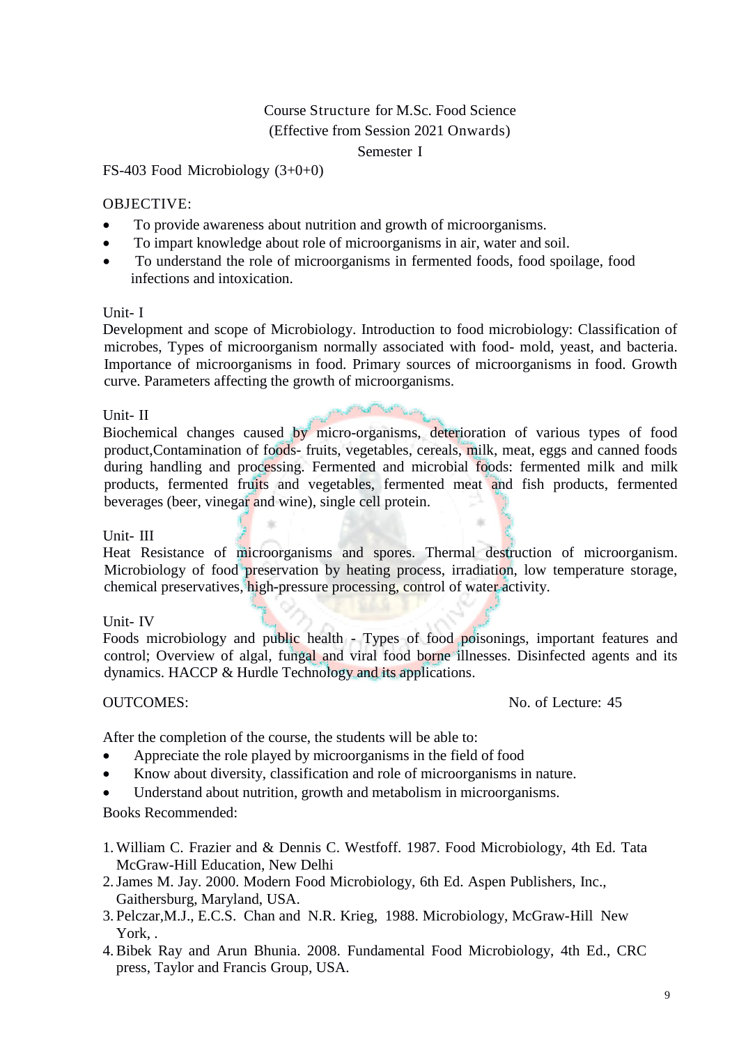Course Structure for M.Sc. Food Science
(Effective from Session 2021 Onwards)
Semester I

FS-403 Food Microbiology (3+0+0)

OBJECTIVE:

- To provide awareness about nutrition and growth of microorganisms.
- To impart knowledge about role of microorganisms in air, water and soil.
- To understand the role of microorganisms in fermented foods, food spoilage, food infections and intoxication.

Unit- I

Development and scope of Microbiology. Introduction to food microbiology: Classification of microbes, Types of microorganism normally associated with food- mold, yeast, and bacteria. Importance of microorganisms in food. Primary sources of microorganisms in food. Growth curve. Parameters affecting the growth of microorganisms.

Unit- II

Biochemical changes caused by micro-organisms, deterioration of various types of food product,Contamination of foods- fruits, vegetables, cereals, milk, meat, eggs and canned foods during handling and processing. Fermented and microbial foods: fermented milk and milk products, fermented fruits and vegetables, fermented meat and fish products, fermented beverages (beer, vinegar and wine), single cell protein.

Unit- III

Heat Resistance of microorganisms and spores. Thermal destruction of microorganism. Microbiology of food preservation by heating process, irradiation, low temperature storage, chemical preservatives, high-pressure processing, control of water activity.

Unit- IV

Foods microbiology and public health - Types of food poisonings, important features and control; Overview of algal, fungal and viral food borne illnesses. Disinfected agents and its dynamics. HACCP & Hurdle Technology and its applications.

OUTCOMES: No. of Lecture: 45

After the completion of the course, the students will be able to:

- Appreciate the role played by microorganisms in the field of food
- Know about diversity, classification and role of microorganisms in nature.
- Understand about nutrition, growth and metabolism in microorganisms.

Books Recommended:

1. William C. Frazier and & Dennis C. Westfoff. 1987. Food Microbiology, 4th Ed. Tata McGraw-Hill Education, New Delhi
2. James M. Jay. 2000. Modern Food Microbiology, 6th Ed. Aspen Publishers, Inc., Gaithersburg, Maryland, USA.
3. Pelczar,M.J., E.C.S. Chan and N.R. Krieg, 1988. Microbiology, McGraw-Hill New York, .
4. Bibek Ray and Arun Bhunia. 2008. Fundamental Food Microbiology, 4th Ed., CRC press, Taylor and Francis Group, USA.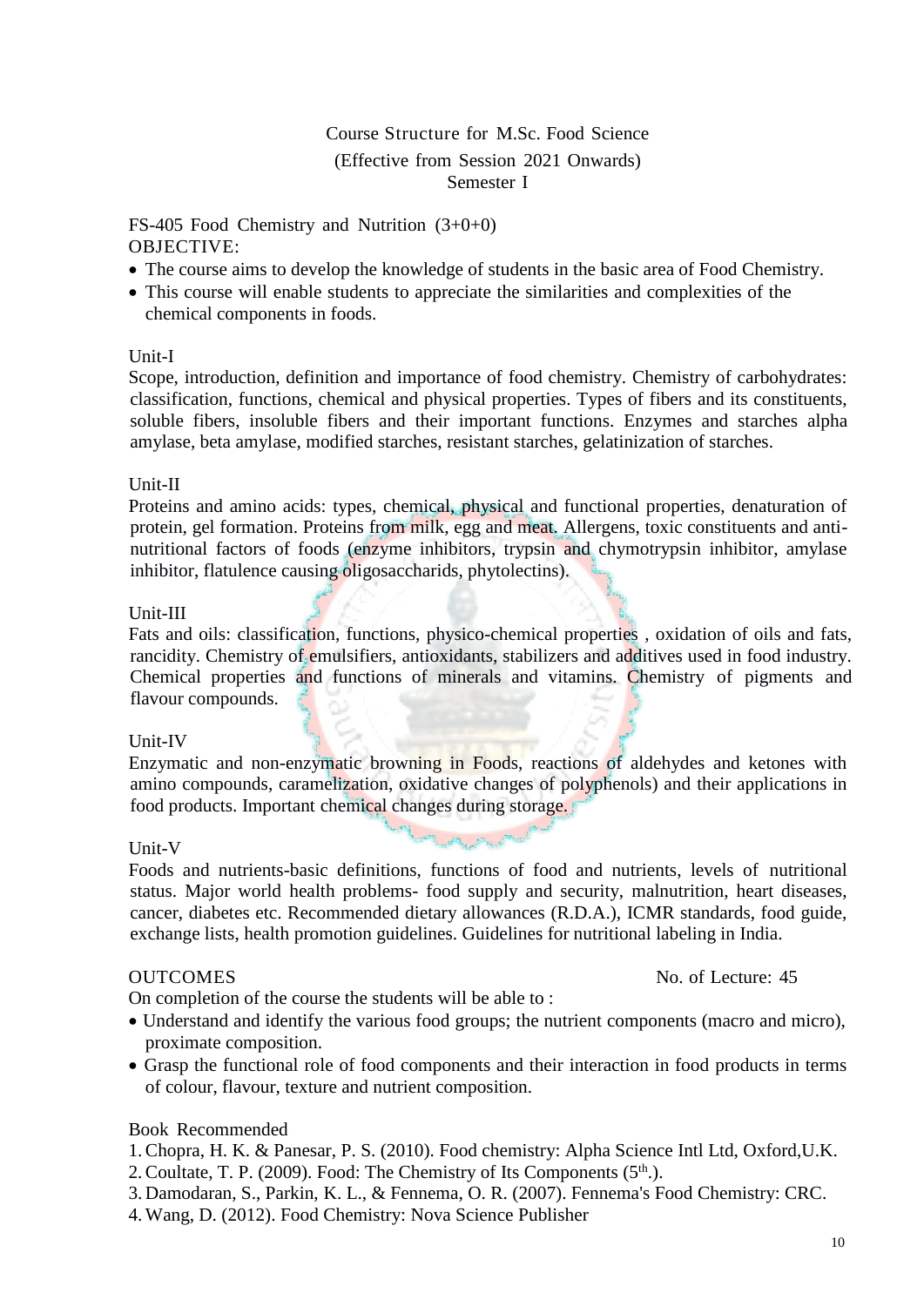# Course Structure for M.Sc. Food Science

(Effective from Session 2021 Onwards)

Semester I

## FS-405 Food Chemistry and Nutrition (3+0+0)

OBJECTIVE:

- The course aims to develop the knowledge of students in the basic area of Food Chemistry.
- This course will enable students to appreciate the similarities and complexities of the chemical components in foods.

### Unit-I

Scope, introduction, definition and importance of food chemistry. Chemistry of carbohydrates: classification, functions, chemical and physical properties. Types of fibers and its constituents, soluble fibers, insoluble fibers and their important functions. Enzymes and starches alpha amylase, beta amylase, modified starches, resistant starches, gelatinization of starches.

### Unit-II

Proteins and amino acids: types, chemical, physical and functional properties, denaturation of protein, gel formation. Proteins from milk, egg and meat. Allergens, toxic constituents and anti-nutritional factors of foods (enzyme inhibitors, trypsin and chymotrypsin inhibitor, amylase inhibitor, flatulence causing oligosaccharids, phytolectins).

### Unit-III

Fats and oils: classification, functions, physico-chemical properties , oxidation of oils and fats, rancidity. Chemistry of emulsifiers, antioxidants, stabilizers and additives used in food industry. Chemical properties and functions of minerals and vitamins. Chemistry of pigments and flavour compounds.

### Unit-IV

Enzymatic and non-enzymatic browning in Foods, reactions of aldehydes and ketones with amino compounds, caramelization, oxidative changes of polyphenols) and their applications in food products. Important chemical changes during storage.

### Unit-V

Foods and nutrients-basic definitions, functions of food and nutrients, levels of nutritional status. Major world health problems- food supply and security, malnutrition, heart diseases, cancer, diabetes etc. Recommended dietary allowances (R.D.A.), ICMR standards, food guide, exchange lists, health promotion guidelines. Guidelines for nutritional labeling in India.

OUTCOMES

No. of Lecture: 45

On completion of the course the students will be able to :

- Understand and identify the various food groups; the nutrient components (macro and micro), proximate composition.
- Grasp the functional role of food components and their interaction in food products in terms of colour, flavour, texture and nutrient composition.

Book Recommended

1. Chopra, H. K. & Panesar, P. S. (2010). Food chemistry: Alpha Science Intl Ltd, Oxford,U.K.
2. Coultate, T. P. (2009). Food: The Chemistry of Its Components (5th.).
3. Damodaran, S., Parkin, K. L., & Fennema, O. R. (2007). Fennema's Food Chemistry: CRC.
4. Wang, D. (2012). Food Chemistry: Nova Science Publisher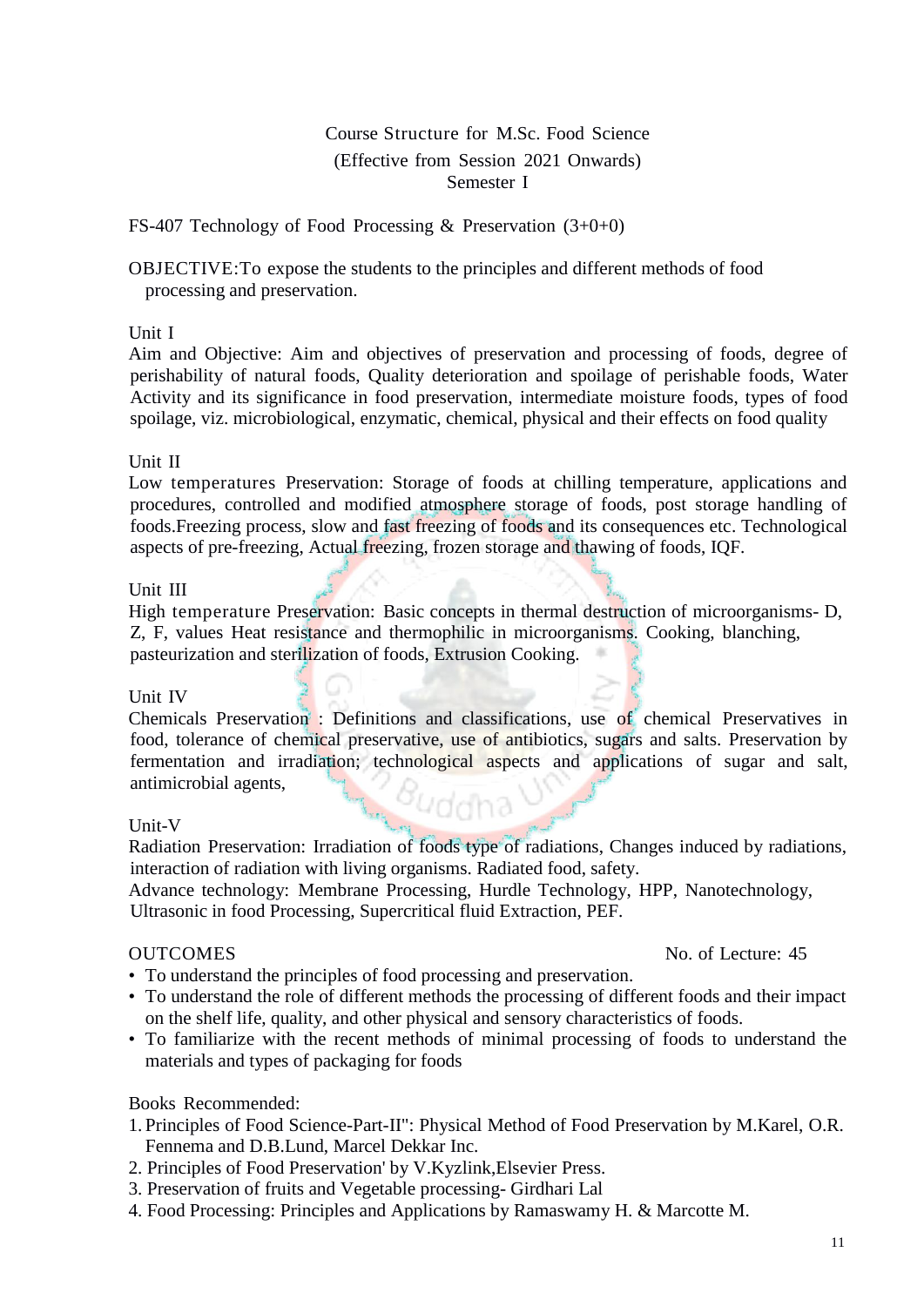# Course Structure for M.Sc. Food Science
## (Effective from Session 2021 Onwards)
## Semester I

FS-407 Technology of Food Processing & Preservation (3+0+0)

OBJECTIVE:To expose the students to the principles and different methods of food processing and preservation.

### Unit I

Aim and Objective: Aim and objectives of preservation and processing of foods, degree of perishability of natural foods, Quality deterioration and spoilage of perishable foods, Water Activity and its significance in food preservation, intermediate moisture foods, types of food spoilage, viz. microbiological, enzymatic, chemical, physical and their effects on food quality

### Unit II

Low temperatures Preservation: Storage of foods at chilling temperature, applications and procedures, controlled and modified atmosphere storage of foods, post storage handling of foods.Freezing process, slow and fast freezing of foods and its consequences etc. Technological aspects of pre-freezing, Actual freezing, frozen storage and thawing of foods, IQF.

### Unit III

High temperature Preservation: Basic concepts in thermal destruction of microorganisms- D, Z, F, values Heat resistance and thermophilic in microorganisms. Cooking, blanching, pasteurization and sterilization of foods, Extrusion Cooking.

### Unit IV

Chemicals Preservation : Definitions and classifications, use of chemical Preservatives in food, tolerance of chemical preservative, use of antibiotics, sugars and salts. Preservation by fermentation and irradiation; technological aspects and applications of sugar and salt, antimicrobial agents,

### Unit-V

Radiation Preservation: Irradiation of foods type of radiations, Changes induced by radiations, interaction of radiation with living organisms. Radiated food, safety.

Advance technology: Membrane Processing, Hurdle Technology, HPP, Nanotechnology, Ultrasonic in food Processing, Supercritical fluid Extraction, PEF.

OUTCOMES — No. of Lecture: 45

- To understand the principles of food processing and preservation.
- To understand the role of different methods the processing of different foods and their impact on the shelf life, quality, and other physical and sensory characteristics of foods.
- To familiarize with the recent methods of minimal processing of foods to understand the materials and types of packaging for foods

Books Recommended:

1. Principles of Food Science-Part-II": Physical Method of Food Preservation by M.Karel, O.R. Fennema and D.B.Lund, Marcel Dekkar Inc.
2. Principles of Food Preservation' by V.Kyzlink,Elsevier Press.
3. Preservation of fruits and Vegetable processing- Girdhari Lal
4. Food Processing: Principles and Applications by Ramaswamy H. & Marcotte M.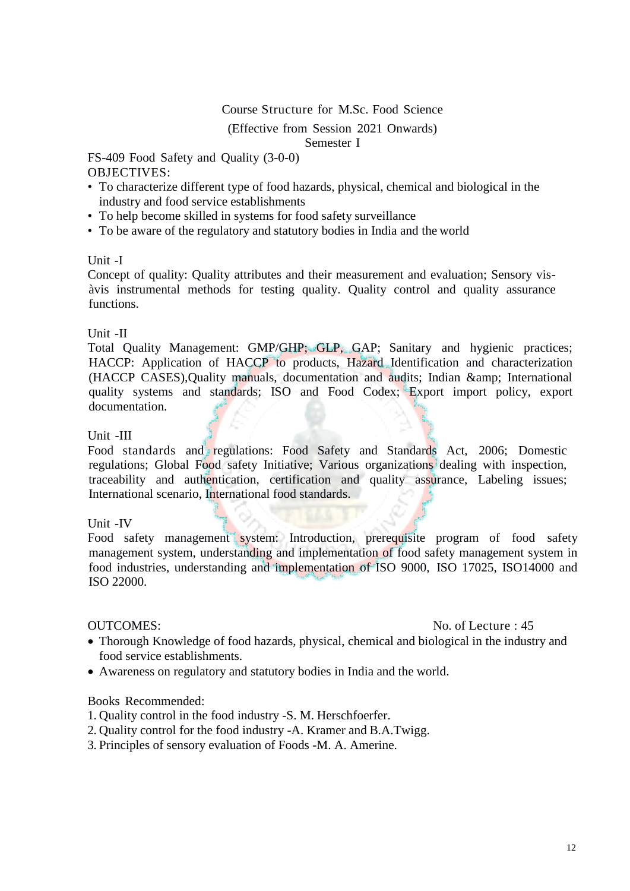Course Structure for M.Sc. Food Science

(Effective from Session 2021 Onwards)

Semester I

**FS-409 Food Safety and Quality (3-0-0)**

OBJECTIVES:

- To characterize different type of food hazards, physical, chemical and biological in the industry and food service establishments
- To help become skilled in systems for food safety surveillance
- To be aware of the regulatory and statutory bodies in India and the world

Unit -I

Concept of quality: Quality attributes and their measurement and evaluation; Sensory vis-àvis instrumental methods for testing quality. Quality control and quality assurance functions.

Unit -II

Total Quality Management: GMP/GHP; GLP, GAP; Sanitary and hygienic practices; HACCP: Application of HACCP to products, Hazard Identification and characterization (HACCP CASES),Quality manuals, documentation and audits; Indian &amp; International quality systems and standards; ISO and Food Codex; Export import policy, export documentation.

Unit -III

Food standards and regulations: Food Safety and Standards Act, 2006; Domestic regulations; Global Food safety Initiative; Various organizations dealing with inspection, traceability and authentication, certification and quality assurance, Labeling issues; International scenario, International food standards.

Unit -IV

Food safety management system: Introduction, prerequisite program of food safety management system, understanding and implementation of food safety management system in food industries, understanding and implementation of ISO 9000, ISO 17025, ISO14000 and ISO 22000.

OUTCOMES: No. of Lecture : 45

- Thorough Knowledge of food hazards, physical, chemical and biological in the industry and food service establishments.
- Awareness on regulatory and statutory bodies in India and the world.

Books Recommended:

1. Quality control in the food industry -S. M. Herschfoerfer.
2. Quality control for the food industry -A. Kramer and B.A.Twigg.
3. Principles of sensory evaluation of Foods -M. A. Amerine.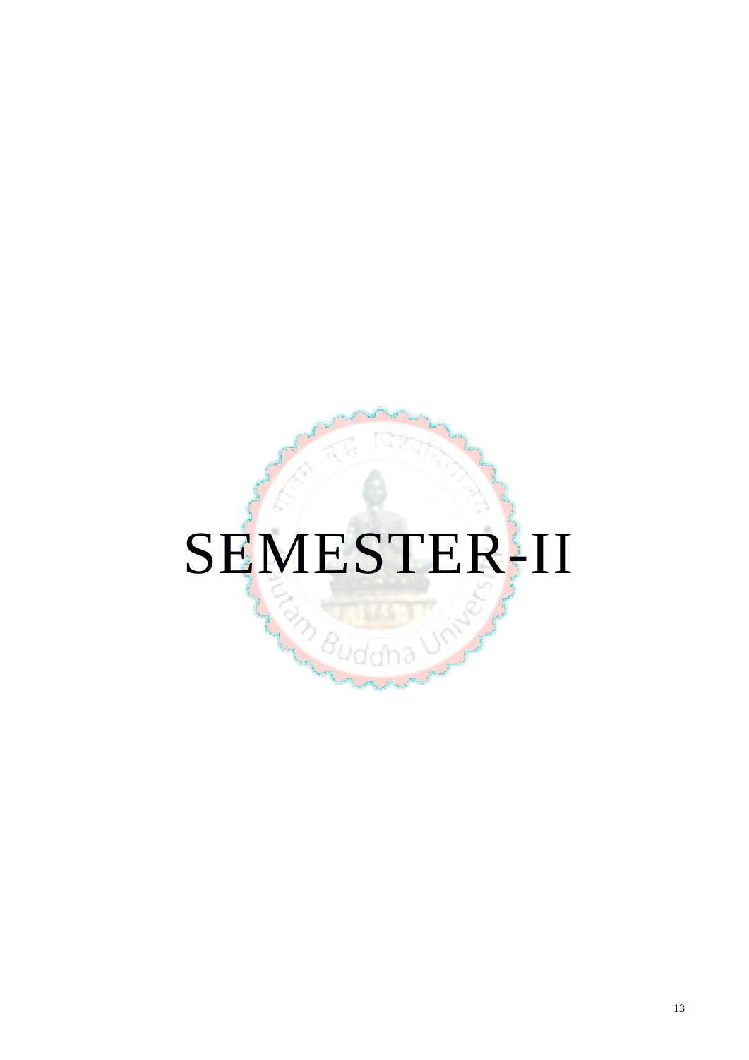# SEMESTER-II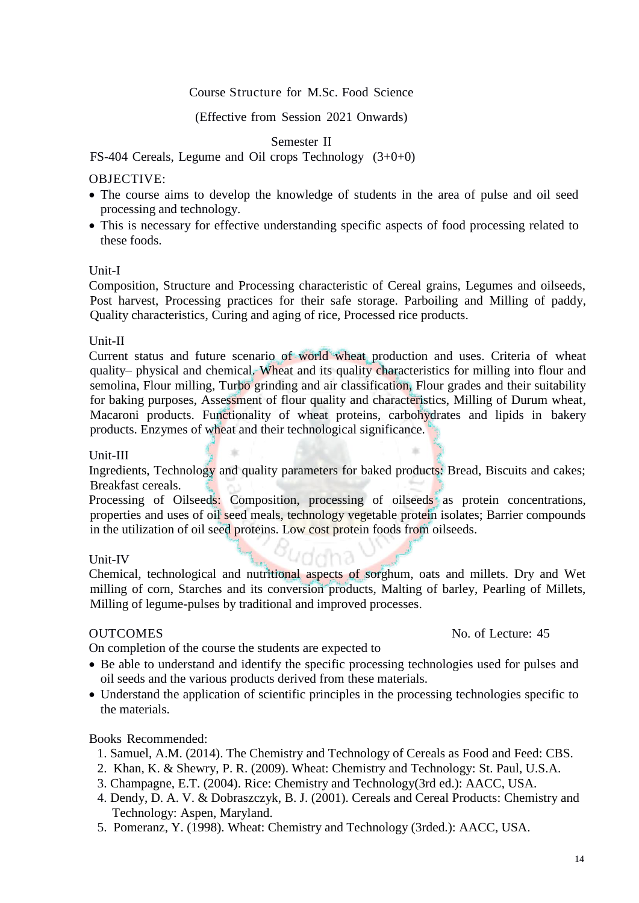Course Structure for M.Sc. Food Science

(Effective from Session 2021 Onwards)

Semester II

FS-404 Cereals, Legume and Oil crops Technology (3+0+0)

OBJECTIVE:

- The course aims to develop the knowledge of students in the area of pulse and oil seed processing and technology.
- This is necessary for effective understanding specific aspects of food processing related to these foods.

Unit-I

Composition, Structure and Processing characteristic of Cereal grains, Legumes and oilseeds, Post harvest, Processing practices for their safe storage. Parboiling and Milling of paddy, Quality characteristics, Curing and aging of rice, Processed rice products.

Unit-II

Current status and future scenario of world wheat production and uses. Criteria of wheat quality– physical and chemical. Wheat and its quality characteristics for milling into flour and semolina, Flour milling, Turbo grinding and air classification, Flour grades and their suitability for baking purposes, Assessment of flour quality and characteristics, Milling of Durum wheat, Macaroni products. Functionality of wheat proteins, carbohydrates and lipids in bakery products. Enzymes of wheat and their technological significance.

Unit-III

Ingredients, Technology and quality parameters for baked products: Bread, Biscuits and cakes; Breakfast cereals.

Processing of Oilseeds: Composition, processing of oilseeds as protein concentrations, properties and uses of oil seed meals, technology vegetable protein isolates; Barrier compounds in the utilization of oil seed proteins. Low cost protein foods from oilseeds.

Unit-IV

Chemical, technological and nutritional aspects of sorghum, oats and millets. Dry and Wet milling of corn, Starches and its conversion products, Malting of barley, Pearling of Millets, Milling of legume-pulses by traditional and improved processes.

OUTCOMES — No. of Lecture: 45

On completion of the course the students are expected to

- Be able to understand and identify the specific processing technologies used for pulses and oil seeds and the various products derived from these materials.
- Understand the application of scientific principles in the processing technologies specific to the materials.

Books Recommended:

1. Samuel, A.M. (2014). The Chemistry and Technology of Cereals as Food and Feed: CBS.
2. Khan, K. & Shewry, P. R. (2009). Wheat: Chemistry and Technology: St. Paul, U.S.A.
3. Champagne, E.T. (2004). Rice: Chemistry and Technology(3rd ed.): AACC, USA.
4. Dendy, D. A. V. & Dobraszczyk, B. J. (2001). Cereals and Cereal Products: Chemistry and Technology: Aspen, Maryland.
5. Pomeranz, Y. (1998). Wheat: Chemistry and Technology (3rded.): AACC, USA.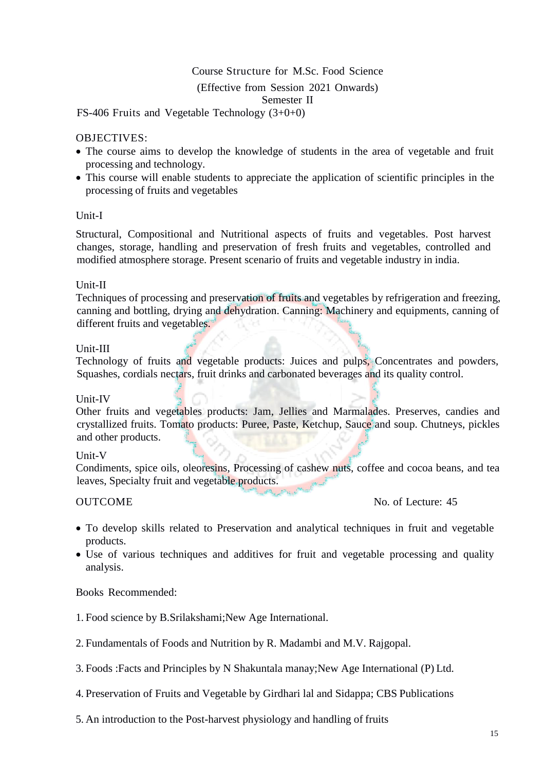# Course Structure for M.Sc. Food Science

(Effective from Session 2021 Onwards)

Semester II

## FS-406 Fruits and Vegetable Technology (3+0+0)

OBJECTIVES:

- The course aims to develop the knowledge of students in the area of vegetable and fruit processing and technology.
- This course will enable students to appreciate the application of scientific principles in the processing of fruits and vegetables

### Unit-I

Structural, Compositional and Nutritional aspects of fruits and vegetables. Post harvest changes, storage, handling and preservation of fresh fruits and vegetables, controlled and modified atmosphere storage. Present scenario of fruits and vegetable industry in india.

### Unit-II

Techniques of processing and preservation of fruits and vegetables by refrigeration and freezing, canning and bottling, drying and dehydration. Canning: Machinery and equipments, canning of different fruits and vegetables.

### Unit-III

Technology of fruits and vegetable products: Juices and pulps, Concentrates and powders, Squashes, cordials nectars, fruit drinks and carbonated beverages and its quality control.

### Unit-IV

Other fruits and vegetables products: Jam, Jellies and Marmalades. Preserves, candies and crystallized fruits. Tomato products: Puree, Paste, Ketchup, Sauce and soup. Chutneys, pickles and other products.

### Unit-V

Condiments, spice oils, oleoresins, Processing of cashew nuts, coffee and cocoa beans, and tea leaves, Specialty fruit and vegetable products.

OUTCOME

No. of Lecture: 45

- To develop skills related to Preservation and analytical techniques in fruit and vegetable products.
- Use of various techniques and additives for fruit and vegetable processing and quality analysis.

Books Recommended:

1. Food science by B.Srilakshami;New Age International.
2. Fundamentals of Foods and Nutrition by R. Madambi and M.V. Rajgopal.
3. Foods :Facts and Principles by N Shakuntala manay;New Age International (P) Ltd.
4. Preservation of Fruits and Vegetable by Girdhari lal and Sidappa; CBS Publications
5. An introduction to the Post-harvest physiology and handling of fruits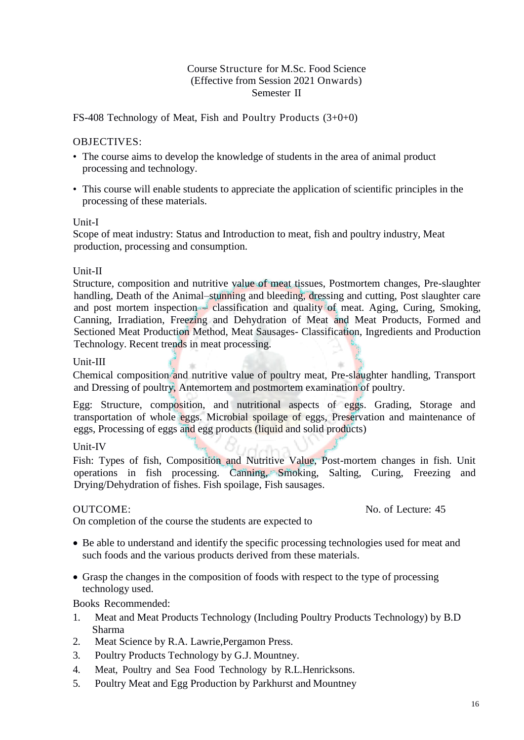# Course Structure for M.Sc. Food Science
## (Effective from Session 2021 Onwards)
## Semester II

### FS-408 Technology of Meat, Fish and Poultry Products (3+0+0)

**OBJECTIVES:**

- The course aims to develop the knowledge of students in the area of animal product processing and technology.
- This course will enable students to appreciate the application of scientific principles in the processing of these materials.

**Unit-I**

Scope of meat industry: Status and Introduction to meat, fish and poultry industry, Meat production, processing and consumption.

**Unit-II**

Structure, composition and nutritive value of meat tissues, Postmortem changes, Pre-slaughter handling, Death of the Animal–stunning and bleeding, dressing and cutting, Post slaughter care and post mortem inspection – classification and quality of meat. Aging, Curing, Smoking, Canning, Irradiation, Freezing and Dehydration of Meat and Meat Products, Formed and Sectioned Meat Production Method, Meat Sausages- Classification, Ingredients and Production Technology. Recent trends in meat processing.

**Unit-III**

Chemical composition and nutritive value of poultry meat, Pre-slaughter handling, Transport and Dressing of poultry, Antemortem and postmortem examination of poultry.

Egg: Structure, composition, and nutritional aspects of eggs. Grading, Storage and transportation of whole eggs. Microbial spoilage of eggs, Preservation and maintenance of eggs, Processing of eggs and egg products (liquid and solid products)

**Unit-IV**

Fish: Types of fish, Composition and Nutritive Value, Post-mortem changes in fish. Unit operations in fish processing. Canning, Smoking, Salting, Curing, Freezing and Drying/Dehydration of fishes. Fish spoilage, Fish sausages.

**OUTCOME:** No. of Lecture: 45

On completion of the course the students are expected to

- Be able to understand and identify the specific processing technologies used for meat and such foods and the various products derived from these materials.
- Grasp the changes in the composition of foods with respect to the type of processing technology used.

**Books Recommended:**

1. Meat and Meat Products Technology (Including Poultry Products Technology) by B.D Sharma
2. Meat Science by R.A. Lawrie,Pergamon Press.
3. Poultry Products Technology by G.J. Mountney.
4. Meat, Poultry and Sea Food Technology by R.L.Henricksons.
5. Poultry Meat and Egg Production by Parkhurst and Mountney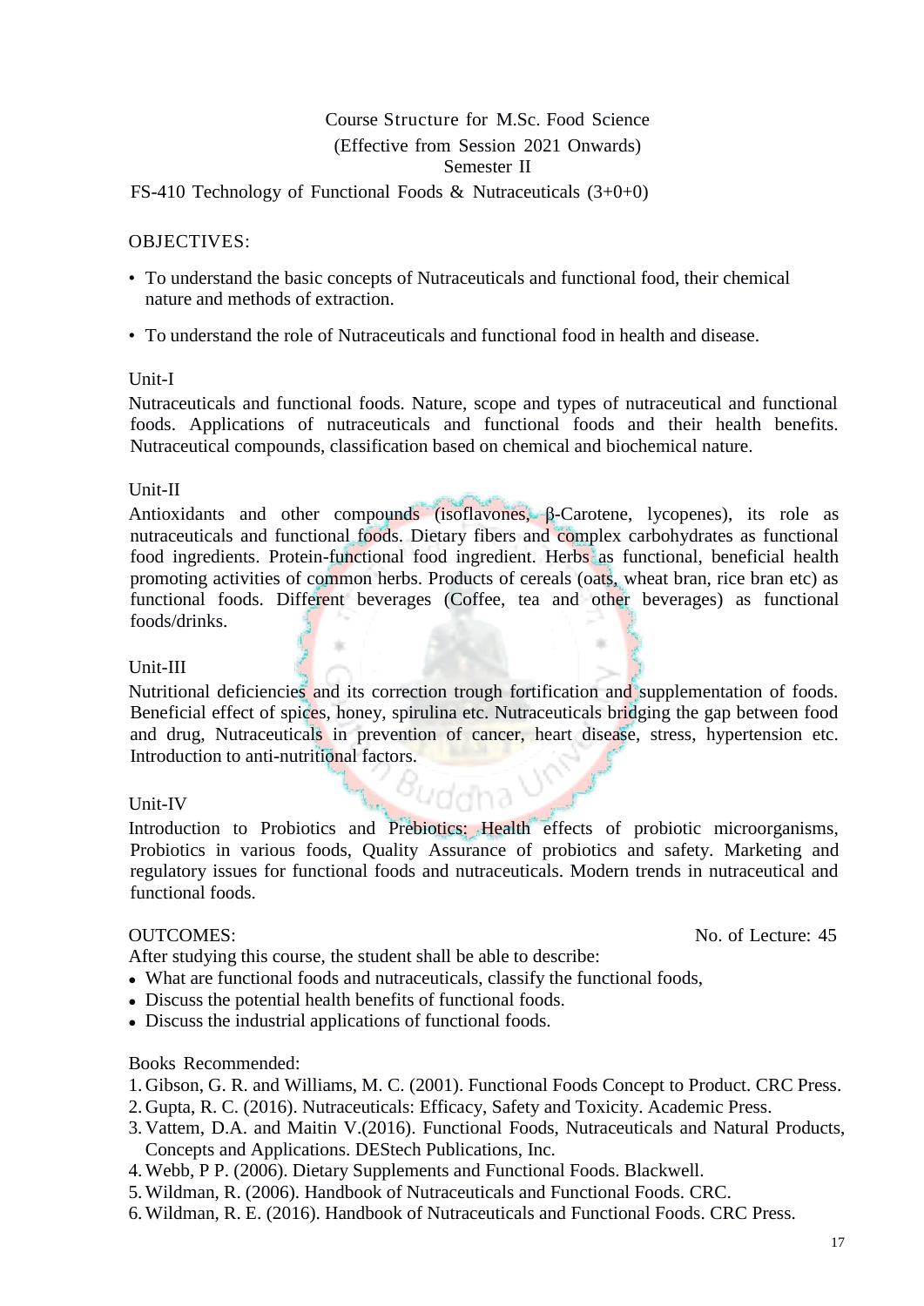# Course Structure for M.Sc. Food Science
## (Effective from Session 2021 Onwards)
## Semester II

### FS-410 Technology of Functional Foods & Nutraceuticals (3+0+0)

OBJECTIVES:

- To understand the basic concepts of Nutraceuticals and functional food, their chemical nature and methods of extraction.
- To understand the role of Nutraceuticals and functional food in health and disease.

Unit-I

Nutraceuticals and functional foods. Nature, scope and types of nutraceutical and functional foods. Applications of nutraceuticals and functional foods and their health benefits. Nutraceutical compounds, classification based on chemical and biochemical nature.

Unit-II

Antioxidants and other compounds (isoflavones, β-Carotene, lycopenes), its role as nutraceuticals and functional foods. Dietary fibers and complex carbohydrates as functional food ingredients. Protein-functional food ingredient. Herbs as functional, beneficial health promoting activities of common herbs. Products of cereals (oats, wheat bran, rice bran etc) as functional foods. Different beverages (Coffee, tea and other beverages) as functional foods/drinks.

Unit-III

Nutritional deficiencies and its correction trough fortification and supplementation of foods. Beneficial effect of spices, honey, spirulina etc. Nutraceuticals bridging the gap between food and drug, Nutraceuticals in prevention of cancer, heart disease, stress, hypertension etc. Introduction to anti-nutritional factors.

Unit-IV

Introduction to Probiotics and Prebiotics: Health effects of probiotic microorganisms, Probiotics in various foods, Quality Assurance of probiotics and safety. Marketing and regulatory issues for functional foods and nutraceuticals. Modern trends in nutraceutical and functional foods.

OUTCOMES: No. of Lecture: 45

After studying this course, the student shall be able to describe:

- What are functional foods and nutraceuticals, classify the functional foods,
- Discuss the potential health benefits of functional foods.
- Discuss the industrial applications of functional foods.

Books Recommended:

1. Gibson, G. R. and Williams, M. C. (2001). Functional Foods Concept to Product. CRC Press.
2. Gupta, R. C. (2016). Nutraceuticals: Efficacy, Safety and Toxicity. Academic Press.
3. Vattem, D.A. and Maitin V.(2016). Functional Foods, Nutraceuticals and Natural Products, Concepts and Applications. DEStech Publications, Inc.
4. Webb, P P. (2006). Dietary Supplements and Functional Foods. Blackwell.
5. Wildman, R. (2006). Handbook of Nutraceuticals and Functional Foods. CRC.
6. Wildman, R. E. (2016). Handbook of Nutraceuticals and Functional Foods. CRC Press.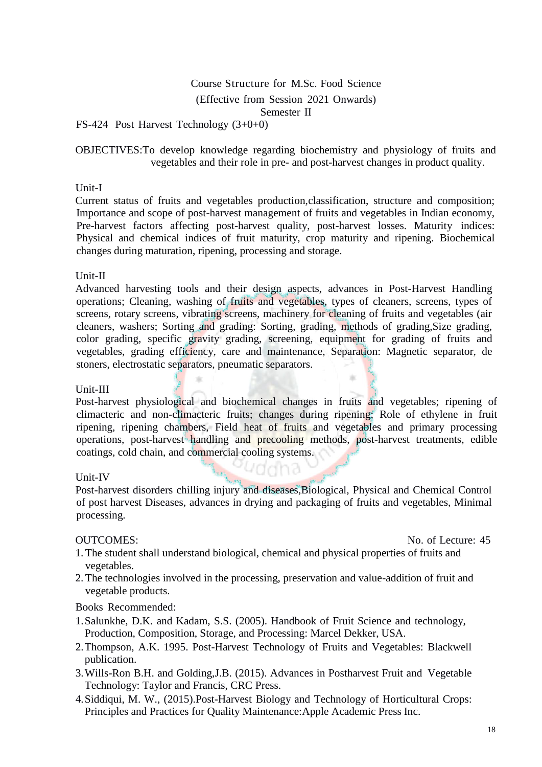Course Structure for M.Sc. Food Science

(Effective from Session 2021 Onwards)

Semester II

FS-424 Post Harvest Technology (3+0+0)

OBJECTIVES:To develop knowledge regarding biochemistry and physiology of fruits and vegetables and their role in pre- and post-harvest changes in product quality.

Unit-I

Current status of fruits and vegetables production,classification, structure and composition; Importance and scope of post-harvest management of fruits and vegetables in Indian economy, Pre-harvest factors affecting post-harvest quality, post-harvest losses. Maturity indices: Physical and chemical indices of fruit maturity, crop maturity and ripening. Biochemical changes during maturation, ripening, processing and storage.

Unit-II

Advanced harvesting tools and their design aspects, advances in Post-Harvest Handling operations; Cleaning, washing of fruits and vegetables, types of cleaners, screens, types of screens, rotary screens, vibrating screens, machinery for cleaning of fruits and vegetables (air cleaners, washers; Sorting and grading: Sorting, grading, methods of grading,Size grading, color grading, specific gravity grading, screening, equipment for grading of fruits and vegetables, grading efficiency, care and maintenance, Separation: Magnetic separator, de stoners, electrostatic separators, pneumatic separators.

Unit-III

Post-harvest physiological and biochemical changes in fruits and vegetables; ripening of climacteric and non-climacteric fruits; changes during ripening; Role of ethylene in fruit ripening, ripening chambers, Field heat of fruits and vegetables and primary processing operations, post-harvest handling and precooling methods, post-harvest treatments, edible coatings, cold chain, and commercial cooling systems.

Unit-IV

Post-harvest disorders chilling injury and diseases,Biological, Physical and Chemical Control of post harvest Diseases, advances in drying and packaging of fruits and vegetables, Minimal processing.

OUTCOMES: No. of Lecture: 45

1. The student shall understand biological, chemical and physical properties of fruits and vegetables.
2. The technologies involved in the processing, preservation and value-addition of fruit and vegetable products.

Books Recommended:

1. Salunkhe, D.K. and Kadam, S.S. (2005). Handbook of Fruit Science and technology, Production, Composition, Storage, and Processing: Marcel Dekker, USA.
2. Thompson, A.K. 1995. Post-Harvest Technology of Fruits and Vegetables: Blackwell publication.
3. Wills-Ron B.H. and Golding,J.B. (2015). Advances in Postharvest Fruit and Vegetable Technology: Taylor and Francis, CRC Press.
4. Siddiqui, M. W., (2015).Post-Harvest Biology and Technology of Horticultural Crops: Principles and Practices for Quality Maintenance:Apple Academic Press Inc.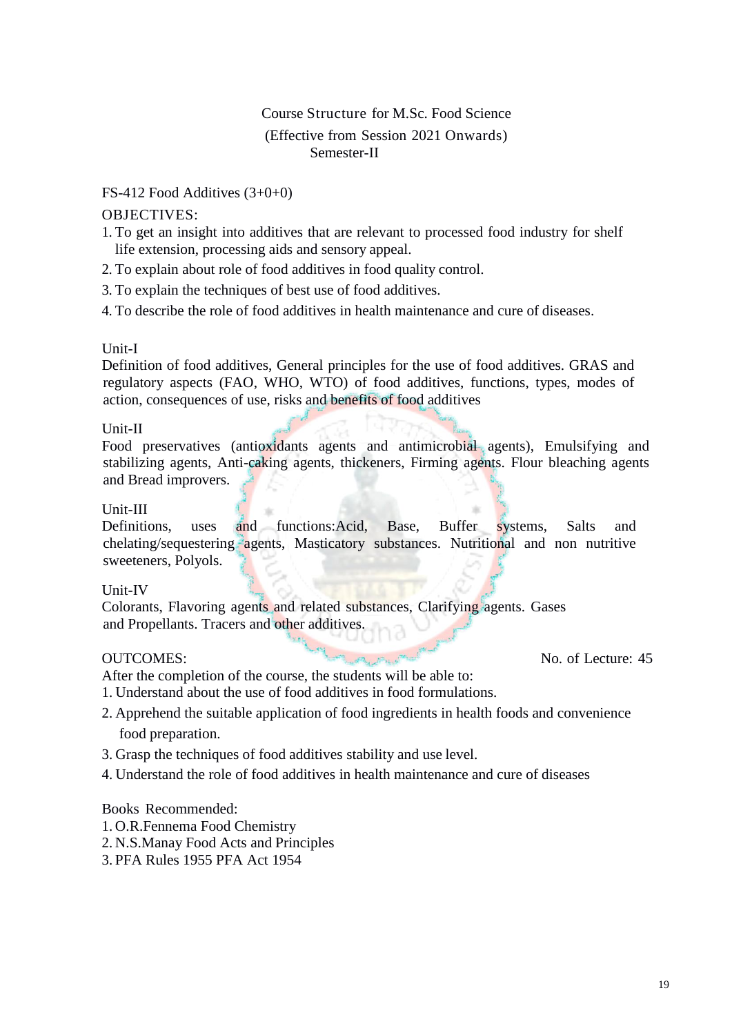Course Structure for M.Sc. Food Science
(Effective from Session 2021 Onwards)
Semester-II

FS-412 Food Additives (3+0+0)

OBJECTIVES:

1. To get an insight into additives that are relevant to processed food industry for shelf life extension, processing aids and sensory appeal.
2. To explain about role of food additives in food quality control.
3. To explain the techniques of best use of food additives.
4. To describe the role of food additives in health maintenance and cure of diseases.

Unit-I

Definition of food additives, General principles for the use of food additives. GRAS and regulatory aspects (FAO, WHO, WTO) of food additives, functions, types, modes of action, consequences of use, risks and benefits of food additives

Unit-II

Food preservatives (antioxidants agents and antimicrobial agents), Emulsifying and stabilizing agents, Anti-caking agents, thickeners, Firming agents. Flour bleaching agents and Bread improvers.

Unit-III

Definitions, uses and functions:Acid, Base, Buffer systems, Salts and chelating/sequestering agents, Masticatory substances. Nutritional and non nutritive sweeteners, Polyols.

Unit-IV

Colorants, Flavoring agents and related substances, Clarifying agents. Gases and Propellants. Tracers and other additives.

OUTCOMES: No. of Lecture: 45

After the completion of the course, the students will be able to:

1. Understand about the use of food additives in food formulations.
2. Apprehend the suitable application of food ingredients in health foods and convenience food preparation.
3. Grasp the techniques of food additives stability and use level.
4. Understand the role of food additives in health maintenance and cure of diseases

Books Recommended:

1. O.R.Fennema Food Chemistry
2. N.S.Manay Food Acts and Principles
3. PFA Rules 1955 PFA Act 1954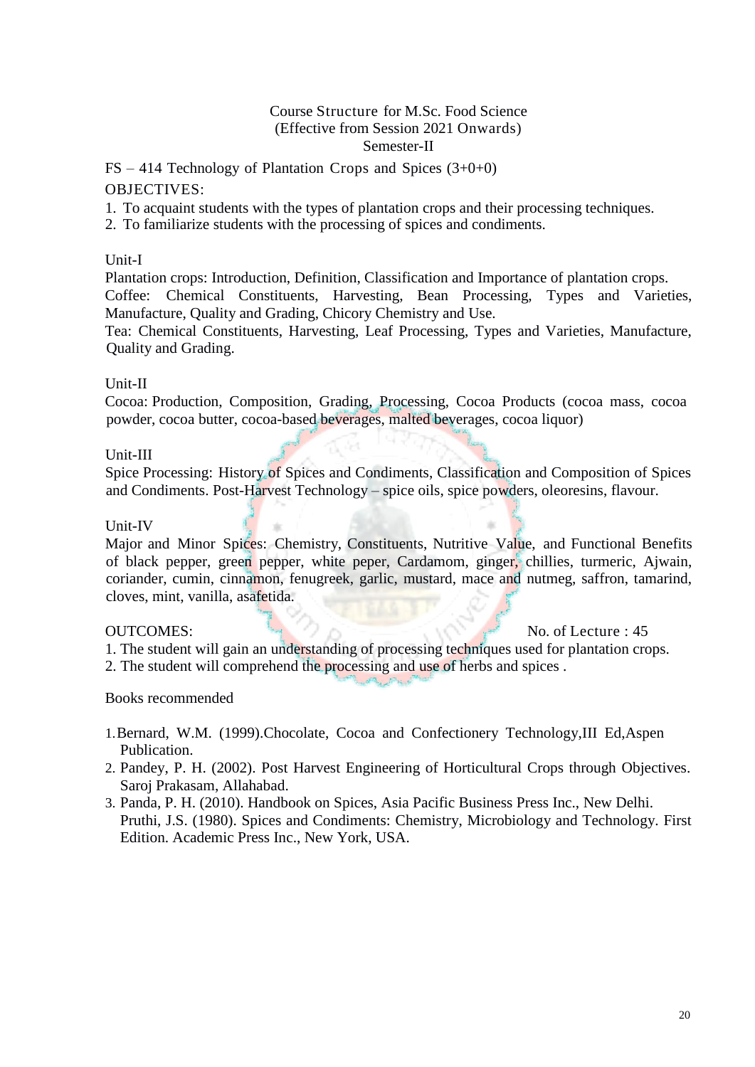Course Structure for M.Sc. Food Science
(Effective from Session 2021 Onwards)
Semester-II

FS – 414 Technology of Plantation Crops and Spices (3+0+0)

OBJECTIVES:

1. To acquaint students with the types of plantation crops and their processing techniques.
2. To familiarize students with the processing of spices and condiments.

Unit-I

Plantation crops: Introduction, Definition, Classification and Importance of plantation crops.
Coffee: Chemical Constituents, Harvesting, Bean Processing, Types and Varieties, Manufacture, Quality and Grading, Chicory Chemistry and Use.
Tea: Chemical Constituents, Harvesting, Leaf Processing, Types and Varieties, Manufacture, Quality and Grading.

Unit-II

Cocoa: Production, Composition, Grading, Processing, Cocoa Products (cocoa mass, cocoa powder, cocoa butter, cocoa-based beverages, malted beverages, cocoa liquor)

Unit-III

Spice Processing: History of Spices and Condiments, Classification and Composition of Spices and Condiments. Post-Harvest Technology – spice oils, spice powders, oleoresins, flavour.

Unit-IV

Major and Minor Spices: Chemistry, Constituents, Nutritive Value, and Functional Benefits of black pepper, green pepper, white peper, Cardamom, ginger, chillies, turmeric, Ajwain, coriander, cumin, cinnamon, fenugreek, garlic, mustard, mace and nutmeg, saffron, tamarind, cloves, mint, vanilla, asafetida.

OUTCOMES: No. of Lecture : 45

1. The student will gain an understanding of processing techniques used for plantation crops.
2. The student will comprehend the processing and use of herbs and spices .

Books recommended

1. Bernard, W.M. (1999).Chocolate, Cocoa and Confectionery Technology,III Ed,Aspen Publication.
2. Pandey, P. H. (2002). Post Harvest Engineering of Horticultural Crops through Objectives. Saroj Prakasam, Allahabad.
3. Panda, P. H. (2010). Handbook on Spices, Asia Pacific Business Press Inc., New Delhi. Pruthi, J.S. (1980). Spices and Condiments: Chemistry, Microbiology and Technology. First Edition. Academic Press Inc., New York, USA.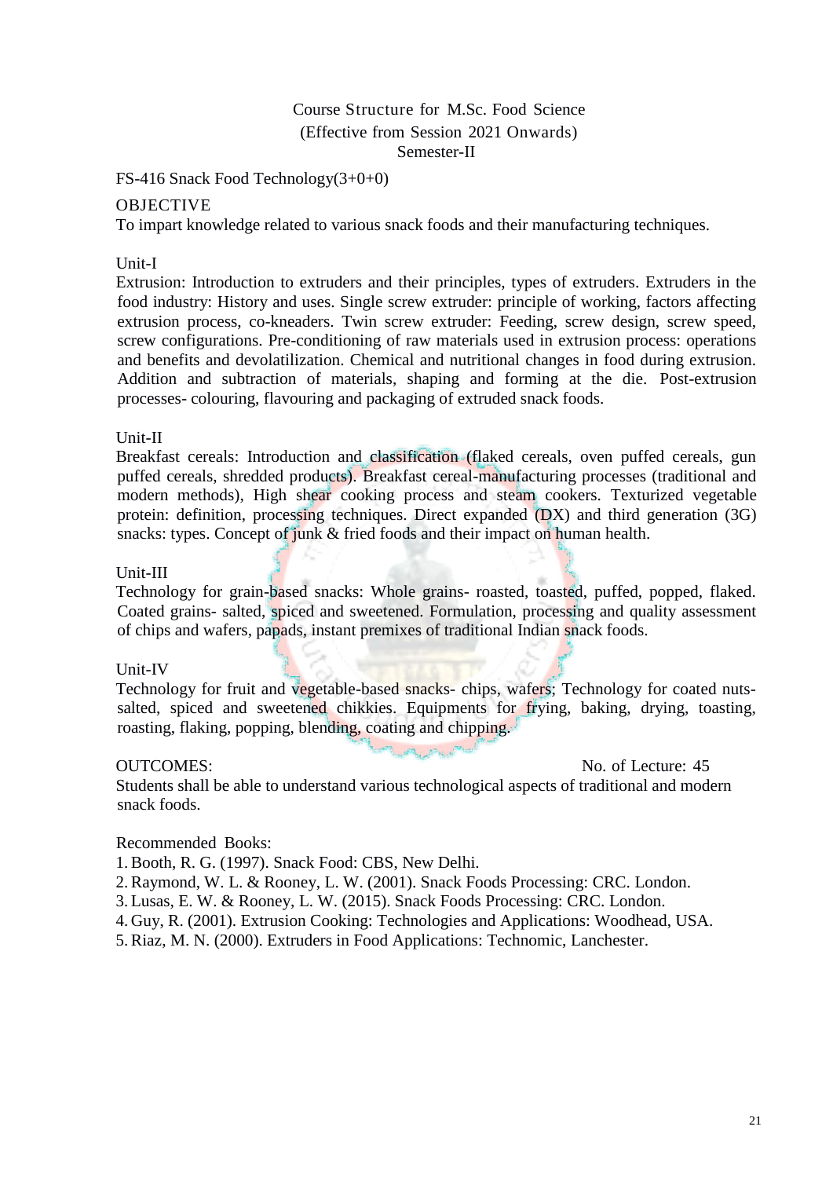Course Structure for M.Sc. Food Science
(Effective from Session 2021 Onwards)
Semester-II

FS-416 Snack Food Technology(3+0+0)

OBJECTIVE

To impart knowledge related to various snack foods and their manufacturing techniques.

Unit-I

Extrusion: Introduction to extruders and their principles, types of extruders. Extruders in the food industry: History and uses. Single screw extruder: principle of working, factors affecting extrusion process, co-kneaders. Twin screw extruder: Feeding, screw design, screw speed, screw configurations. Pre-conditioning of raw materials used in extrusion process: operations and benefits and devolatilization. Chemical and nutritional changes in food during extrusion. Addition and subtraction of materials, shaping and forming at the die. Post-extrusion processes- colouring, flavouring and packaging of extruded snack foods.

Unit-II

Breakfast cereals: Introduction and classification (flaked cereals, oven puffed cereals, gun puffed cereals, shredded products). Breakfast cereal-manufacturing processes (traditional and modern methods), High shear cooking process and steam cookers. Texturized vegetable protein: definition, processing techniques. Direct expanded (DX) and third generation (3G) snacks: types. Concept of junk & fried foods and their impact on human health.

Unit-III

Technology for grain-based snacks: Whole grains- roasted, toasted, puffed, popped, flaked. Coated grains- salted, spiced and sweetened. Formulation, processing and quality assessment of chips and wafers, papads, instant premixes of traditional Indian snack foods.

Unit-IV

Technology for fruit and vegetable-based snacks- chips, wafers; Technology for coated nuts- salted, spiced and sweetened chikkies. Equipments for frying, baking, drying, toasting, roasting, flaking, popping, blending, coating and chipping.

OUTCOMES: No. of Lecture: 45

Students shall be able to understand various technological aspects of traditional and modern snack foods.

Recommended Books:

1. Booth, R. G. (1997). Snack Food: CBS, New Delhi.
2. Raymond, W. L. & Rooney, L. W. (2001). Snack Foods Processing: CRC. London.
3. Lusas, E. W. & Rooney, L. W. (2015). Snack Foods Processing: CRC. London.
4. Guy, R. (2001). Extrusion Cooking: Technologies and Applications: Woodhead, USA.
5. Riaz, M. N. (2000). Extruders in Food Applications: Technomic, Lanchester.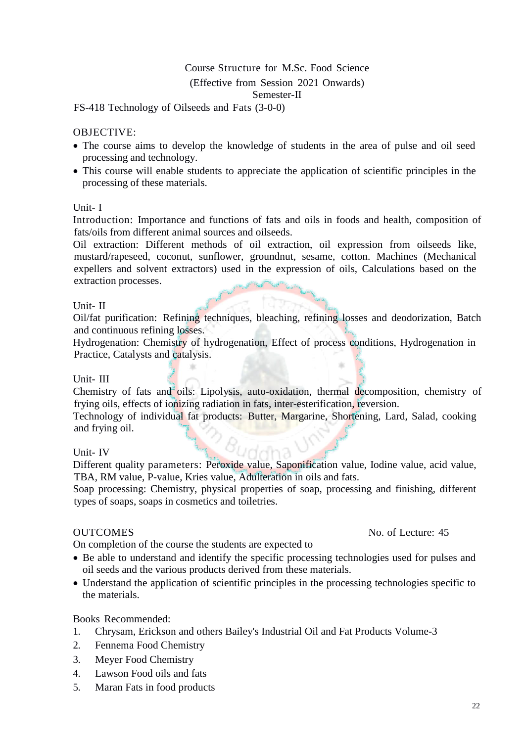# Course Structure for M.Sc. Food Science

## (Effective from Session 2021 Onwards)

## Semester-II

### FS-418 Technology of Oilseeds and Fats (3-0-0)

**OBJECTIVE:**

- The course aims to develop the knowledge of students in the area of pulse and oil seed processing and technology.
- This course will enable students to appreciate the application of scientific principles in the processing of these materials.

**Unit- I**

Introduction: Importance and functions of fats and oils in foods and health, composition of fats/oils from different animal sources and oilseeds.

Oil extraction: Different methods of oil extraction, oil expression from oilseeds like, mustard/rapeseed, coconut, sunflower, groundnut, sesame, cotton. Machines (Mechanical expellers and solvent extractors) used in the expression of oils, Calculations based on the extraction processes.

**Unit- II**

Oil/fat purification: Refining techniques, bleaching, refining losses and deodorization, Batch and continuous refining losses.

Hydrogenation: Chemistry of hydrogenation, Effect of process conditions, Hydrogenation in Practice, Catalysts and catalysis.

**Unit- III**

Chemistry of fats and oils: Lipolysis, auto-oxidation, thermal decomposition, chemistry of frying oils, effects of ionizing radiation in fats, inter-esterification, reversion.

Technology of individual fat products: Butter, Margarine, Shortening, Lard, Salad, cooking and frying oil.

**Unit- IV**

Different quality parameters: Peroxide value, Saponification value, Iodine value, acid value, TBA, RM value, P-value, Kries value, Adulteration in oils and fats.

Soap processing: Chemistry, physical properties of soap, processing and finishing, different types of soaps, soaps in cosmetics and toiletries.

**OUTCOMES** No. of Lecture: 45

On completion of the course the students are expected to

- Be able to understand and identify the specific processing technologies used for pulses and oil seeds and the various products derived from these materials.
- Understand the application of scientific principles in the processing technologies specific to the materials.

**Books Recommended:**

1. Chrysam, Erickson and others Bailey's Industrial Oil and Fat Products Volume-3
2. Fennema Food Chemistry
3. Meyer Food Chemistry
4. Lawson Food oils and fats
5. Maran Fats in food products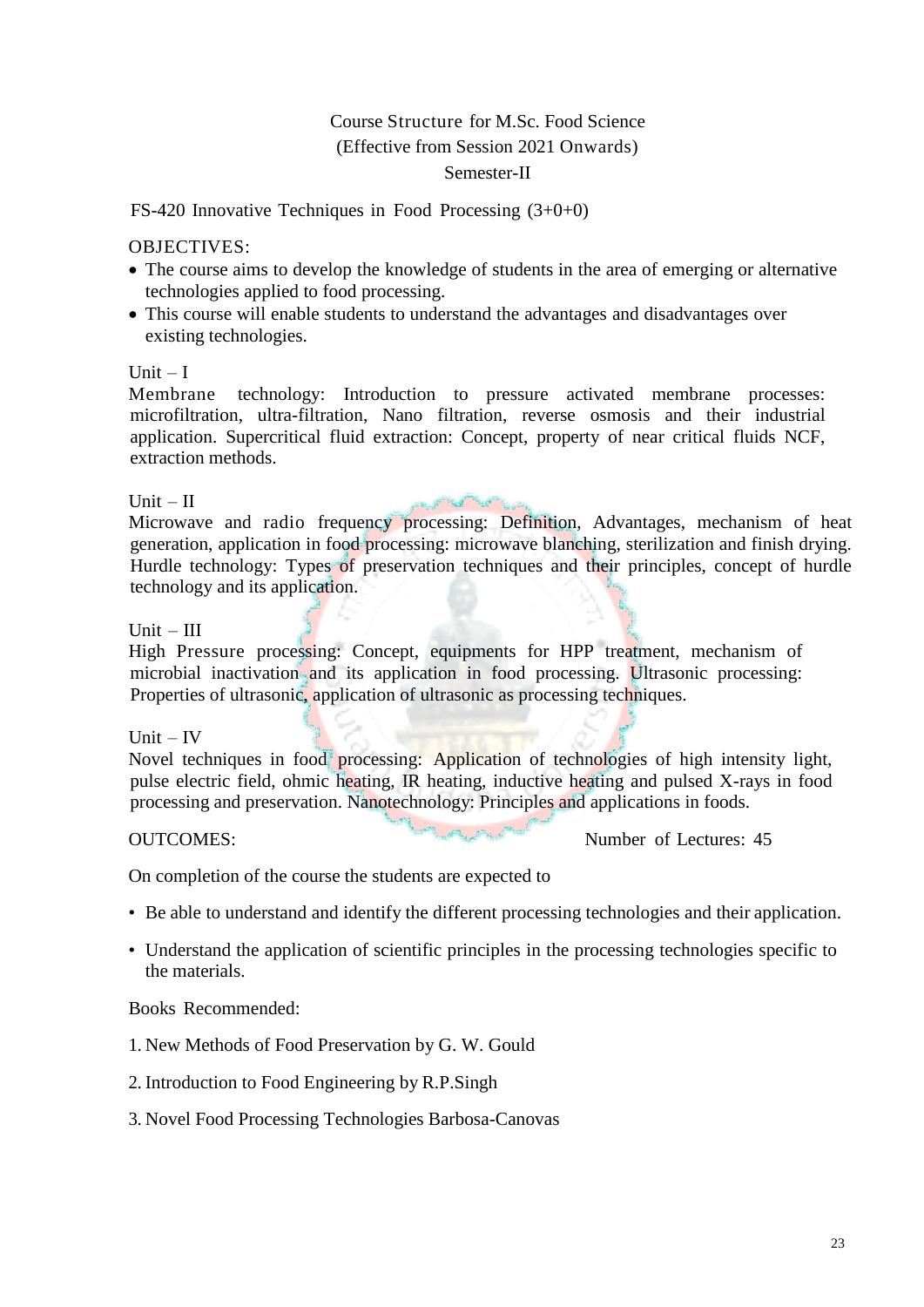# Course Structure for M.Sc. Food Science
## (Effective from Session 2021 Onwards)
## Semester-II

FS-420 Innovative Techniques in Food Processing (3+0+0)

OBJECTIVES:

- The course aims to develop the knowledge of students in the area of emerging or alternative technologies applied to food processing.
- This course will enable students to understand the advantages and disadvantages over existing technologies.

Unit – I

Membrane technology: Introduction to pressure activated membrane processes: microfiltration, ultra-filtration, Nano filtration, reverse osmosis and their industrial application. Supercritical fluid extraction: Concept, property of near critical fluids NCF, extraction methods.

Unit – II

Microwave and radio frequency processing: Definition, Advantages, mechanism of heat generation, application in food processing: microwave blanching, sterilization and finish drying. Hurdle technology: Types of preservation techniques and their principles, concept of hurdle technology and its application.

Unit – III

High Pressure processing: Concept, equipments for HPP treatment, mechanism of microbial inactivation and its application in food processing. Ultrasonic processing: Properties of ultrasonic, application of ultrasonic as processing techniques.

Unit – IV

Novel techniques in food processing: Application of technologies of high intensity light, pulse electric field, ohmic heating, IR heating, inductive heating and pulsed X-rays in food processing and preservation. Nanotechnology: Principles and applications in foods.

OUTCOMES: Number of Lectures: 45

On completion of the course the students are expected to

- Be able to understand and identify the different processing technologies and their application.
- Understand the application of scientific principles in the processing technologies specific to the materials.

Books Recommended:

1. New Methods of Food Preservation by G. W. Gould
2. Introduction to Food Engineering by R.P.Singh
3. Novel Food Processing Technologies Barbosa-Canovas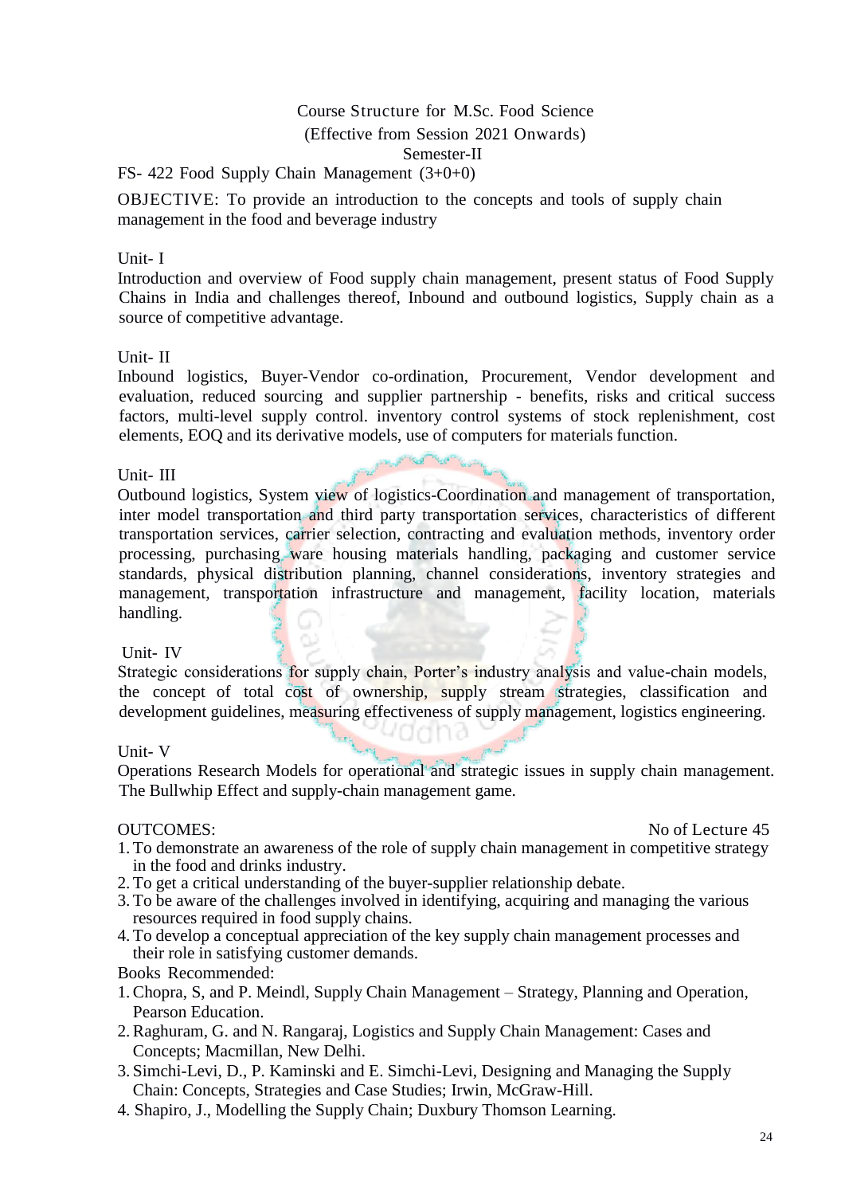Course Structure for M.Sc. Food Science

(Effective from Session 2021 Onwards)

Semester-II

FS- 422 Food Supply Chain Management (3+0+0)

OBJECTIVE: To provide an introduction to the concepts and tools of supply chain management in the food and beverage industry

Unit- I

Introduction and overview of Food supply chain management, present status of Food Supply Chains in India and challenges thereof, Inbound and outbound logistics, Supply chain as a source of competitive advantage.

Unit- II

Inbound logistics, Buyer-Vendor co-ordination, Procurement, Vendor development and evaluation, reduced sourcing and supplier partnership - benefits, risks and critical success factors, multi-level supply control. inventory control systems of stock replenishment, cost elements, EOQ and its derivative models, use of computers for materials function.

Unit- III

Outbound logistics, System view of logistics-Coordination and management of transportation, inter model transportation and third party transportation services, characteristics of different transportation services, carrier selection, contracting and evaluation methods, inventory order processing, purchasing ware housing materials handling, packaging and customer service standards, physical distribution planning, channel considerations, inventory strategies and management, transportation infrastructure and management, facility location, materials handling.

Unit- IV

Strategic considerations for supply chain, Porter's industry analysis and value-chain models, the concept of total cost of ownership, supply stream strategies, classification and development guidelines, measuring effectiveness of supply management, logistics engineering.

Unit- V

Operations Research Models for operational and strategic issues in supply chain management. The Bullwhip Effect and supply-chain management game.

OUTCOMES: No of Lecture 45

1. To demonstrate an awareness of the role of supply chain management in competitive strategy in the food and drinks industry.
2. To get a critical understanding of the buyer-supplier relationship debate.
3. To be aware of the challenges involved in identifying, acquiring and managing the various resources required in food supply chains.
4. To develop a conceptual appreciation of the key supply chain management processes and their role in satisfying customer demands.

Books Recommended:

1. Chopra, S, and P. Meindl, Supply Chain Management – Strategy, Planning and Operation, Pearson Education.
2. Raghuram, G. and N. Rangaraj, Logistics and Supply Chain Management: Cases and Concepts; Macmillan, New Delhi.
3. Simchi-Levi, D., P. Kaminski and E. Simchi-Levi, Designing and Managing the Supply Chain: Concepts, Strategies and Case Studies; Irwin, McGraw-Hill.
4. Shapiro, J., Modelling the Supply Chain; Duxbury Thomson Learning.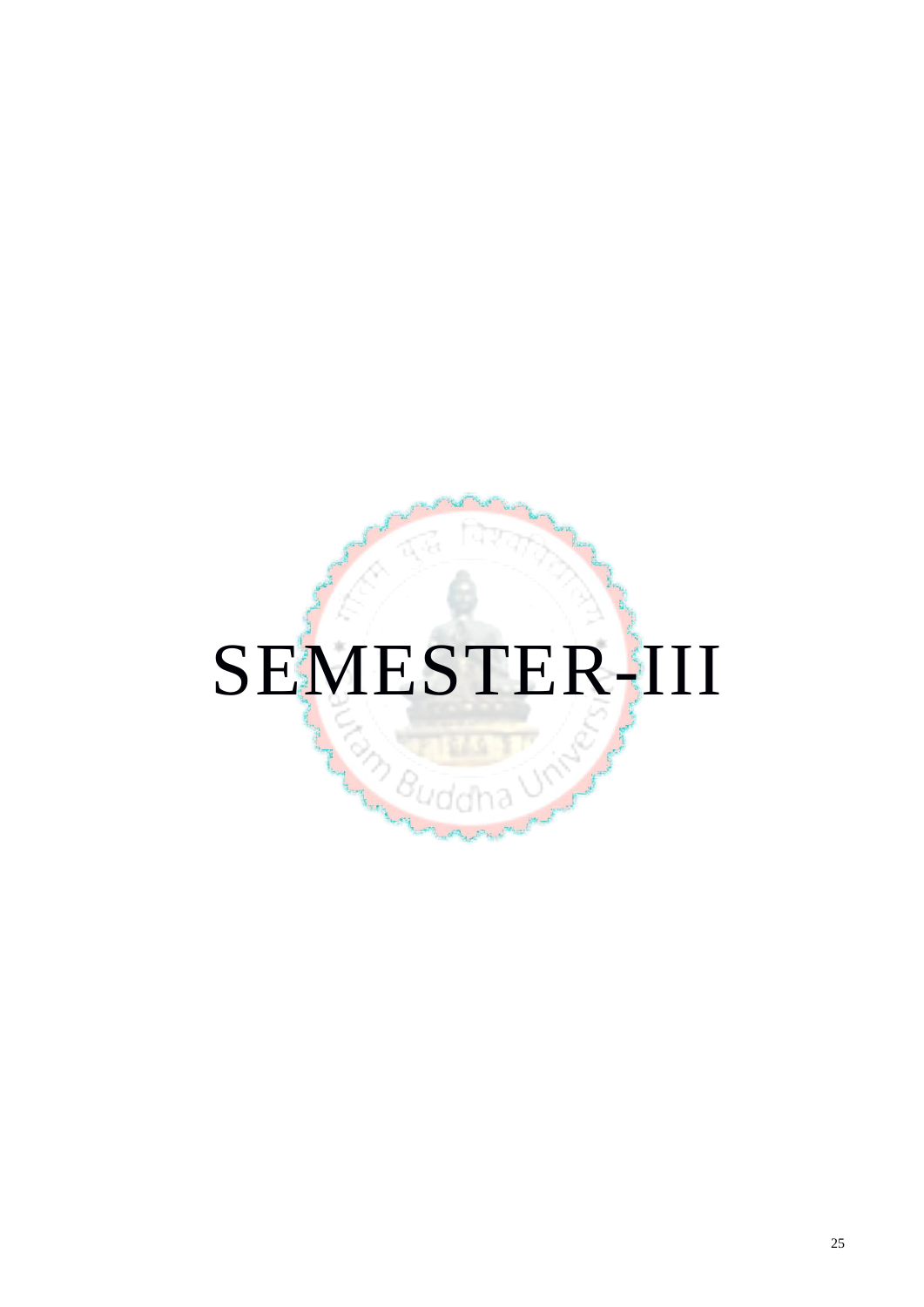# SEMESTER-III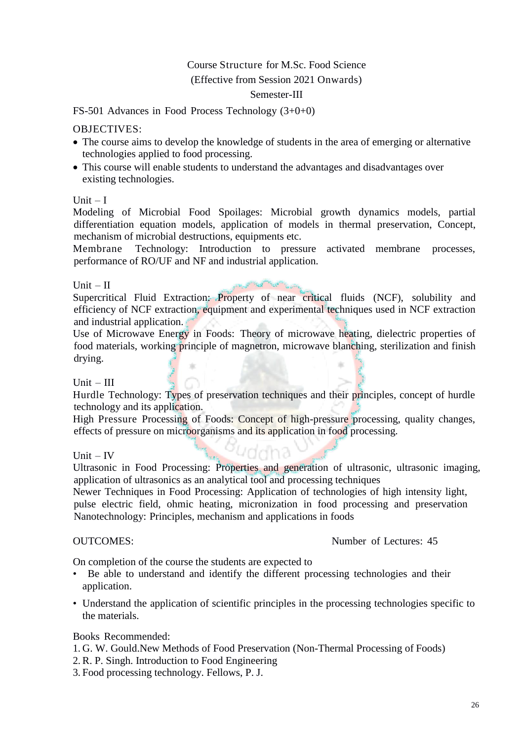Course Structure for M.Sc. Food Science

(Effective from Session 2021 Onwards)

Semester-III

FS-501 Advances in Food Process Technology (3+0+0)

OBJECTIVES:

- The course aims to develop the knowledge of students in the area of emerging or alternative technologies applied to food processing.
- This course will enable students to understand the advantages and disadvantages over existing technologies.

Unit – I

Modeling of Microbial Food Spoilages: Microbial growth dynamics models, partial differentiation equation models, application of models in thermal preservation, Concept, mechanism of microbial destructions, equipments etc.

Membrane Technology: Introduction to pressure activated membrane processes, performance of RO/UF and NF and industrial application.

Unit – II

Supercritical Fluid Extraction: Property of near critical fluids (NCF), solubility and efficiency of NCF extraction, equipment and experimental techniques used in NCF extraction and industrial application.

Use of Microwave Energy in Foods: Theory of microwave heating, dielectric properties of food materials, working principle of magnetron, microwave blanching, sterilization and finish drying.

Unit – III

Hurdle Technology: Types of preservation techniques and their principles, concept of hurdle technology and its application.

High Pressure Processing of Foods: Concept of high-pressure processing, quality changes, effects of pressure on microorganisms and its application in food processing.

Unit – IV

Ultrasonic in Food Processing: Properties and generation of ultrasonic, ultrasonic imaging, application of ultrasonics as an analytical tool and processing techniques

Newer Techniques in Food Processing: Application of technologies of high intensity light, pulse electric field, ohmic heating, micronization in food processing and preservation

Nanotechnology: Principles, mechanism and applications in foods

OUTCOMES: Number of Lectures: 45

On completion of the course the students are expected to

- Be able to understand and identify the different processing technologies and their application.
- Understand the application of scientific principles in the processing technologies specific to the materials.

Books Recommended:

1. G. W. Gould.New Methods of Food Preservation (Non-Thermal Processing of Foods)
2. R. P. Singh. Introduction to Food Engineering
3. Food processing technology. Fellows, P. J.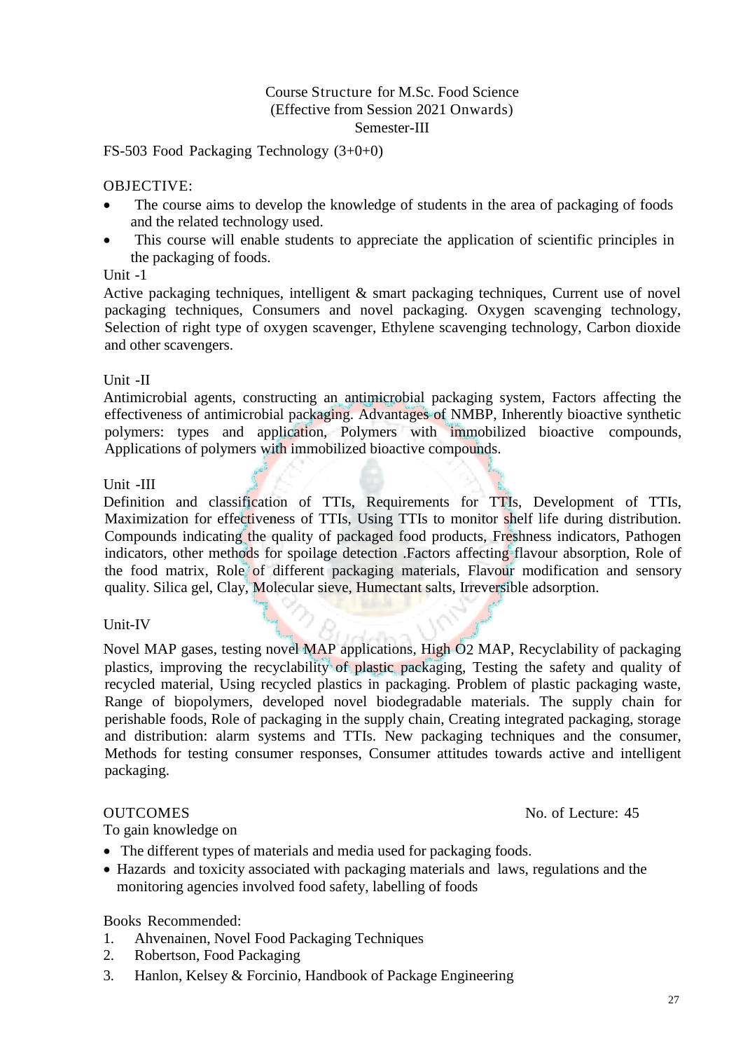Course Structure for M.Sc. Food Science
(Effective from Session 2021 Onwards)
Semester-III

FS-503 Food Packaging Technology (3+0+0)

OBJECTIVE:

- The course aims to develop the knowledge of students in the area of packaging of foods and the related technology used.
- This course will enable students to appreciate the application of scientific principles in the packaging of foods.

Unit -1

Active packaging techniques, intelligent & smart packaging techniques, Current use of novel packaging techniques, Consumers and novel packaging. Oxygen scavenging technology, Selection of right type of oxygen scavenger, Ethylene scavenging technology, Carbon dioxide and other scavengers.

Unit -II

Antimicrobial agents, constructing an antimicrobial packaging system, Factors affecting the effectiveness of antimicrobial packaging. Advantages of NMBP, Inherently bioactive synthetic polymers: types and application, Polymers with immobilized bioactive compounds, Applications of polymers with immobilized bioactive compounds.

Unit -III

Definition and classification of TTIs, Requirements for TTIs, Development of TTIs, Maximization for effectiveness of TTIs, Using TTIs to monitor shelf life during distribution. Compounds indicating the quality of packaged food products, Freshness indicators, Pathogen indicators, other methods for spoilage detection .Factors affecting flavour absorption, Role of the food matrix, Role of different packaging materials, Flavour modification and sensory quality. Silica gel, Clay, Molecular sieve, Humectant salts, Irreversible adsorption.

Unit-IV

Novel MAP gases, testing novel MAP applications, High O2 MAP, Recyclability of packaging plastics, improving the recyclability of plastic packaging, Testing the safety and quality of recycled material, Using recycled plastics in packaging. Problem of plastic packaging waste, Range of biopolymers, developed novel biodegradable materials. The supply chain for perishable foods, Role of packaging in the supply chain, Creating integrated packaging, storage and distribution: alarm systems and TTIs. New packaging techniques and the consumer, Methods for testing consumer responses, Consumer attitudes towards active and intelligent packaging.

OUTCOMES No. of Lecture: 45

To gain knowledge on

- The different types of materials and media used for packaging foods.
- Hazards and toxicity associated with packaging materials and laws, regulations and the monitoring agencies involved food safety, labelling of foods

Books Recommended:

1. Ahvenainen, Novel Food Packaging Techniques
2. Robertson, Food Packaging
3. Hanlon, Kelsey & Forcinio, Handbook of Package Engineering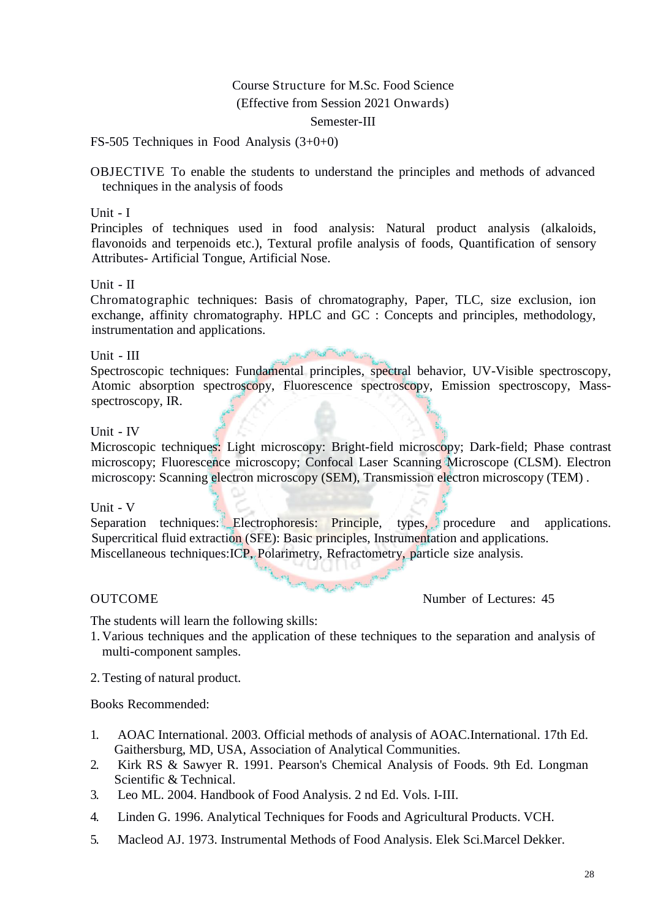Course Structure for M.Sc. Food Science
(Effective from Session 2021 Onwards)
Semester-III

FS-505 Techniques in Food Analysis (3+0+0)

OBJECTIVE To enable the students to understand the principles and methods of advanced techniques in the analysis of foods

Unit - I

Principles of techniques used in food analysis: Natural product analysis (alkaloids, flavonoids and terpenoids etc.), Textural profile analysis of foods, Quantification of sensory Attributes- Artificial Tongue, Artificial Nose.

Unit - II

Chromatographic techniques: Basis of chromatography, Paper, TLC, size exclusion, ion exchange, affinity chromatography. HPLC and GC : Concepts and principles, methodology, instrumentation and applications.

Unit - III

Spectroscopic techniques: Fundamental principles, spectral behavior, UV-Visible spectroscopy, Atomic absorption spectroscopy, Fluorescence spectroscopy, Emission spectroscopy, Mass-spectroscopy, IR.

Unit - IV

Microscopic techniques: Light microscopy: Bright-field microscopy; Dark-field; Phase contrast microscopy; Fluorescence microscopy; Confocal Laser Scanning Microscope (CLSM). Electron microscopy: Scanning electron microscopy (SEM), Transmission electron microscopy (TEM) .

Unit - V

Separation techniques: Electrophoresis: Principle, types, procedure and applications. Supercritical fluid extraction (SFE): Basic principles, Instrumentation and applications. Miscellaneous techniques:ICP, Polarimetry, Refractometry, particle size analysis.

OUTCOME Number of Lectures: 45

The students will learn the following skills:

1. Various techniques and the application of these techniques to the separation and analysis of multi-component samples.
2. Testing of natural product.

Books Recommended:

1. AOAC International. 2003. Official methods of analysis of AOAC.International. 17th Ed. Gaithersburg, MD, USA, Association of Analytical Communities.
2. Kirk RS & Sawyer R. 1991. Pearson's Chemical Analysis of Foods. 9th Ed. Longman Scientific & Technical.
3. Leo ML. 2004. Handbook of Food Analysis. 2 nd Ed. Vols. I-III.
4. Linden G. 1996. Analytical Techniques for Foods and Agricultural Products. VCH.
5. Macleod AJ. 1973. Instrumental Methods of Food Analysis. Elek Sci.Marcel Dekker.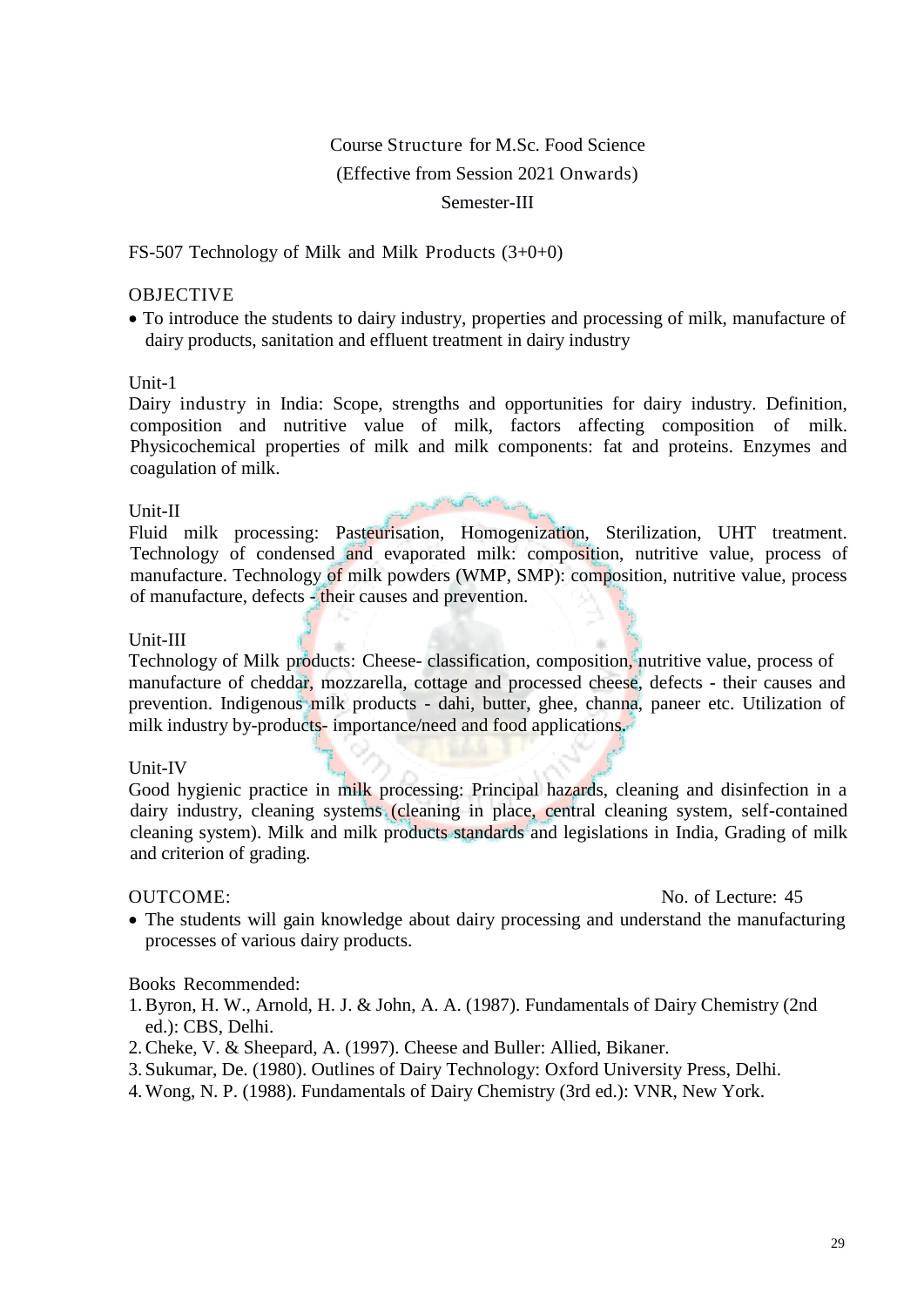Course Structure for M.Sc. Food Science
(Effective from Session 2021 Onwards)
Semester-III

FS-507 Technology of Milk and Milk Products (3+0+0)

OBJECTIVE

- To introduce the students to dairy industry, properties and processing of milk, manufacture of dairy products, sanitation and effluent treatment in dairy industry

Unit-1

Dairy industry in India: Scope, strengths and opportunities for dairy industry. Definition, composition and nutritive value of milk, factors affecting composition of milk. Physicochemical properties of milk and milk components: fat and proteins. Enzymes and coagulation of milk.

Unit-II

Fluid milk processing: Pasteurisation, Homogenization, Sterilization, UHT treatment. Technology of condensed and evaporated milk: composition, nutritive value, process of manufacture. Technology of milk powders (WMP, SMP): composition, nutritive value, process of manufacture, defects - their causes and prevention.

Unit-III

Technology of Milk products: Cheese- classification, composition, nutritive value, process of manufacture of cheddar, mozzarella, cottage and processed cheese, defects - their causes and prevention. Indigenous milk products - dahi, butter, ghee, channa, paneer etc. Utilization of milk industry by-products- importance/need and food applications.

Unit-IV

Good hygienic practice in milk processing: Principal hazards, cleaning and disinfection in a dairy industry, cleaning systems (cleaning in place, central cleaning system, self-contained cleaning system). Milk and milk products standards and legislations in India, Grading of milk and criterion of grading.

OUTCOME: No. of Lecture: 45

- The students will gain knowledge about dairy processing and understand the manufacturing processes of various dairy products.

Books Recommended:

1. Byron, H. W., Arnold, H. J. & John, A. A. (1987). Fundamentals of Dairy Chemistry (2nd ed.): CBS, Delhi.
2. Cheke, V. & Sheepard, A. (1997). Cheese and Buller: Allied, Bikaner.
3. Sukumar, De. (1980). Outlines of Dairy Technology: Oxford University Press, Delhi.
4. Wong, N. P. (1988). Fundamentals of Dairy Chemistry (3rd ed.): VNR, New York.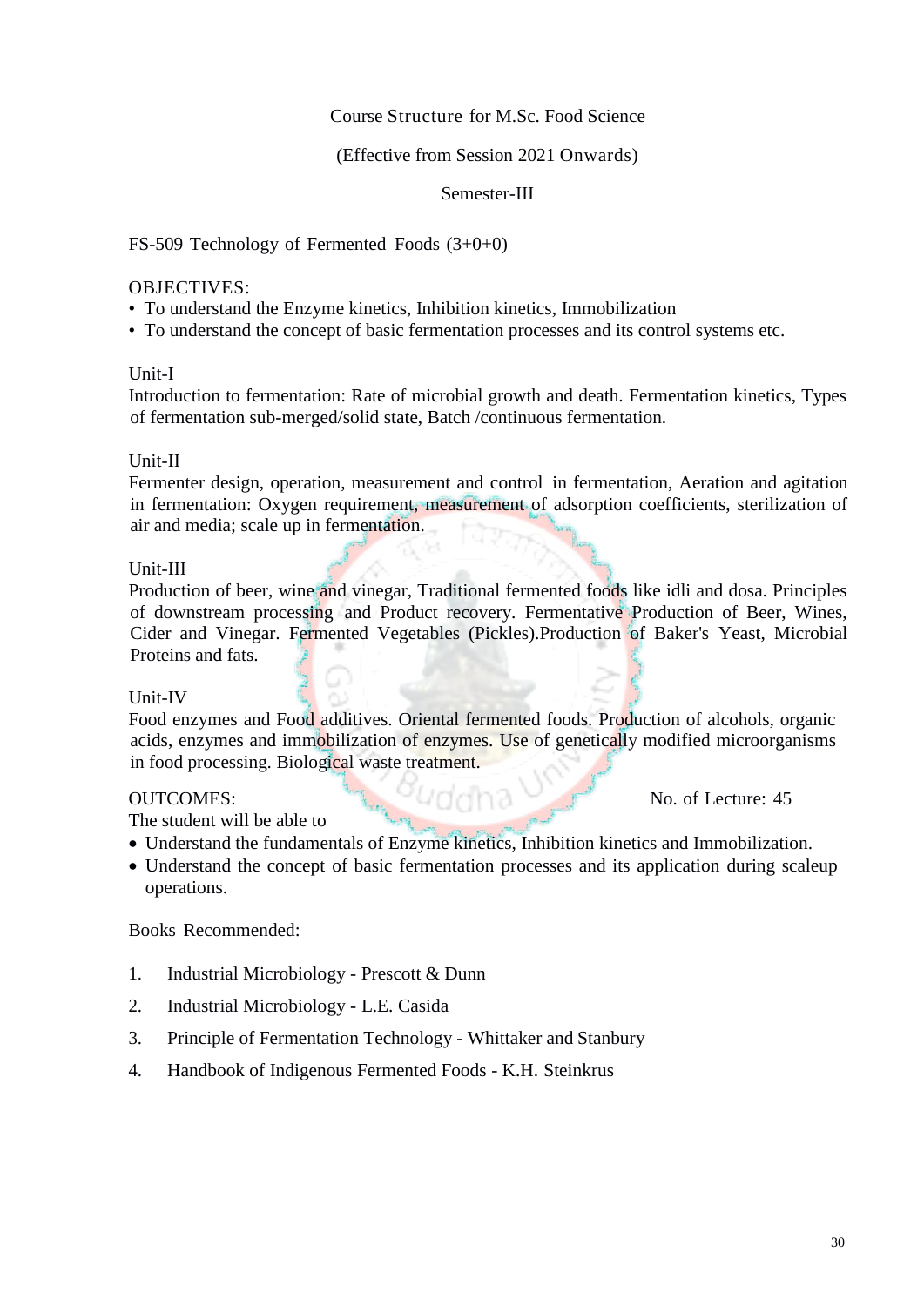# Course Structure for M.Sc. Food Science

(Effective from Session 2021 Onwards)

Semester-III

## FS-509 Technology of Fermented Foods (3+0+0)

OBJECTIVES:

- To understand the Enzyme kinetics, Inhibition kinetics, Immobilization
- To understand the concept of basic fermentation processes and its control systems etc.

### Unit-I

Introduction to fermentation: Rate of microbial growth and death. Fermentation kinetics, Types of fermentation sub-merged/solid state, Batch /continuous fermentation.

### Unit-II

Fermenter design, operation, measurement and control in fermentation, Aeration and agitation in fermentation: Oxygen requirement, measurement of adsorption coefficients, sterilization of air and media; scale up in fermentation.

### Unit-III

Production of beer, wine and vinegar, Traditional fermented foods like idli and dosa. Principles of downstream processing and Product recovery. Fermentative Production of Beer, Wines, Cider and Vinegar. Fermented Vegetables (Pickles).Production of Baker's Yeast, Microbial Proteins and fats.

### Unit-IV

Food enzymes and Food additives. Oriental fermented foods. Production of alcohols, organic acids, enzymes and immobilization of enzymes. Use of genetically modified microorganisms in food processing. Biological waste treatment.

OUTCOMES: No. of Lecture: 45

The student will be able to

- Understand the fundamentals of Enzyme kinetics, Inhibition kinetics and Immobilization.
- Understand the concept of basic fermentation processes and its application during scaleup operations.

Books Recommended:

1. Industrial Microbiology - Prescott & Dunn
2. Industrial Microbiology - L.E. Casida
3. Principle of Fermentation Technology - Whittaker and Stanbury
4. Handbook of Indigenous Fermented Foods - K.H. Steinkrus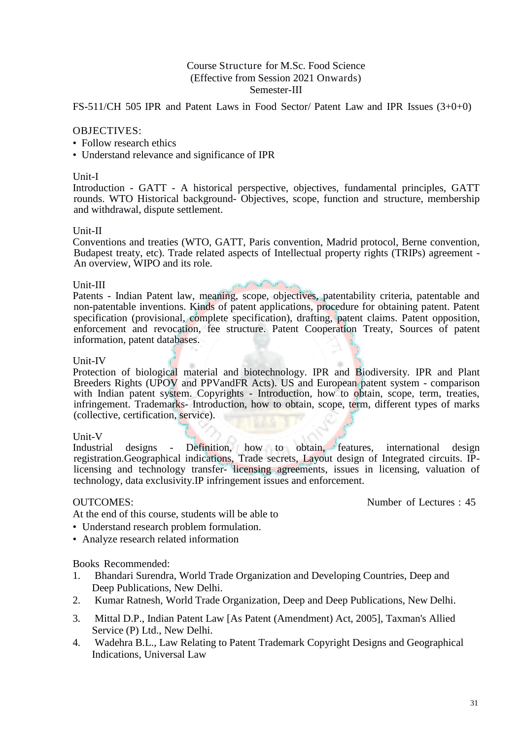Course Structure for M.Sc. Food Science
(Effective from Session 2021 Onwards)
Semester-III

FS-511/CH 505 IPR and Patent Laws in Food Sector/ Patent Law and IPR Issues (3+0+0)

OBJECTIVES:

- Follow research ethics
- Understand relevance and significance of IPR

Unit-I

Introduction - GATT - A historical perspective, objectives, fundamental principles, GATT rounds. WTO Historical background- Objectives, scope, function and structure, membership and withdrawal, dispute settlement.

Unit-II

Conventions and treaties (WTO, GATT, Paris convention, Madrid protocol, Berne convention, Budapest treaty, etc). Trade related aspects of Intellectual property rights (TRIPs) agreement - An overview, WIPO and its role.

Unit-III

Patents - Indian Patent law, meaning, scope, objectives, patentability criteria, patentable and non-patentable inventions. Kinds of patent applications, procedure for obtaining patent. Patent specification (provisional, complete specification), drafting, patent claims. Patent opposition, enforcement and revocation, fee structure. Patent Cooperation Treaty, Sources of patent information, patent databases.

Unit-IV

Protection of biological material and biotechnology. IPR and Biodiversity. IPR and Plant Breeders Rights (UPOV and PPVandFR Acts). US and European patent system - comparison with Indian patent system. Copyrights - Introduction, how to obtain, scope, term, treaties, infringement. Trademarks- Introduction, how to obtain, scope, term, different types of marks (collective, certification, service).

Unit-V

Industrial designs - Definition, how to obtain, features, international design registration.Geographical indications, Trade secrets, Layout design of Integrated circuits. IP-licensing and technology transfer- licensing agreements, issues in licensing, valuation of technology, data exclusivity.IP infringement issues and enforcement.

OUTCOMES: Number of Lectures : 45

At the end of this course, students will be able to

- Understand research problem formulation.
- Analyze research related information

Books Recommended:

1. Bhandari Surendra, World Trade Organization and Developing Countries, Deep and Deep Publications, New Delhi.
2. Kumar Ratnesh, World Trade Organization, Deep and Deep Publications, New Delhi.
3. Mittal D.P., Indian Patent Law [As Patent (Amendment) Act, 2005], Taxman's Allied Service (P) Ltd., New Delhi.
4. Wadehra B.L., Law Relating to Patent Trademark Copyright Designs and Geographical Indications, Universal Law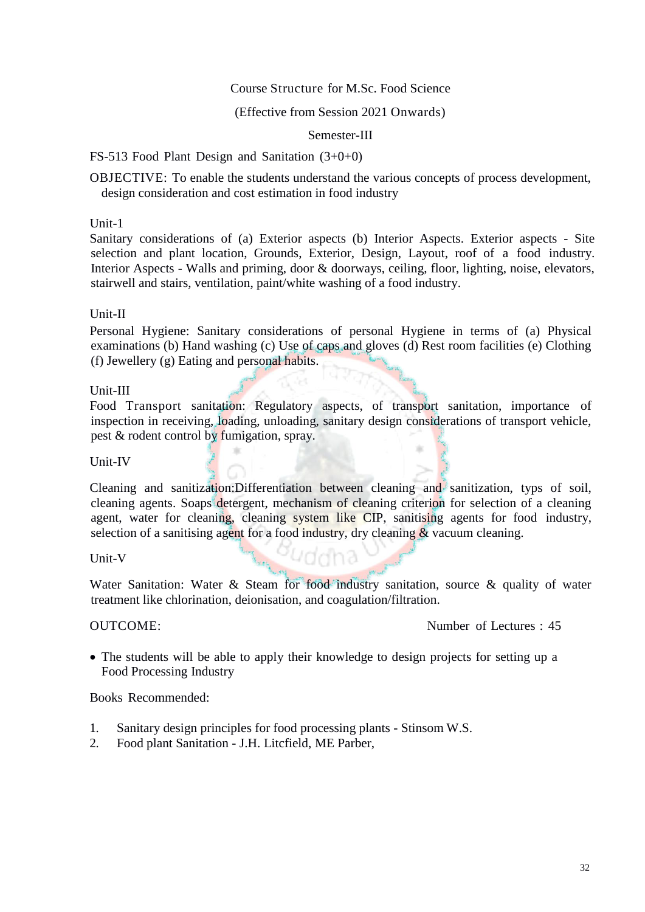Course Structure for M.Sc. Food Science

(Effective from Session 2021 Onwards)

Semester-III

FS-513 Food Plant Design and Sanitation (3+0+0)

OBJECTIVE: To enable the students understand the various concepts of process development, design consideration and cost estimation in food industry

Unit-1

Sanitary considerations of (a) Exterior aspects (b) Interior Aspects. Exterior aspects - Site selection and plant location, Grounds, Exterior, Design, Layout, roof of a food industry. Interior Aspects - Walls and priming, door & doorways, ceiling, floor, lighting, noise, elevators, stairwell and stairs, ventilation, paint/white washing of a food industry.

Unit-II

Personal Hygiene: Sanitary considerations of personal Hygiene in terms of (a) Physical examinations (b) Hand washing (c) Use of caps and gloves (d) Rest room facilities (e) Clothing (f) Jewellery (g) Eating and personal habits.

Unit-III

Food Transport sanitation: Regulatory aspects, of transport sanitation, importance of inspection in receiving, loading, unloading, sanitary design considerations of transport vehicle, pest & rodent control by fumigation, spray.

Unit-IV

Cleaning and sanitization:Differentiation between cleaning and sanitization, typs of soil, cleaning agents. Soaps detergent, mechanism of cleaning criterion for selection of a cleaning agent, water for cleaning, cleaning system like CIP, sanitising agents for food industry, selection of a sanitising agent for a food industry, dry cleaning & vacuum cleaning.

Unit-V

Water Sanitation: Water & Steam for food industry sanitation, source & quality of water treatment like chlorination, deionisation, and coagulation/filtration.

OUTCOME: Number of Lectures : 45

- The students will be able to apply their knowledge to design projects for setting up a Food Processing Industry

Books Recommended:

1. Sanitary design principles for food processing plants - Stinsom W.S.
2. Food plant Sanitation - J.H. Litcfield, ME Parber,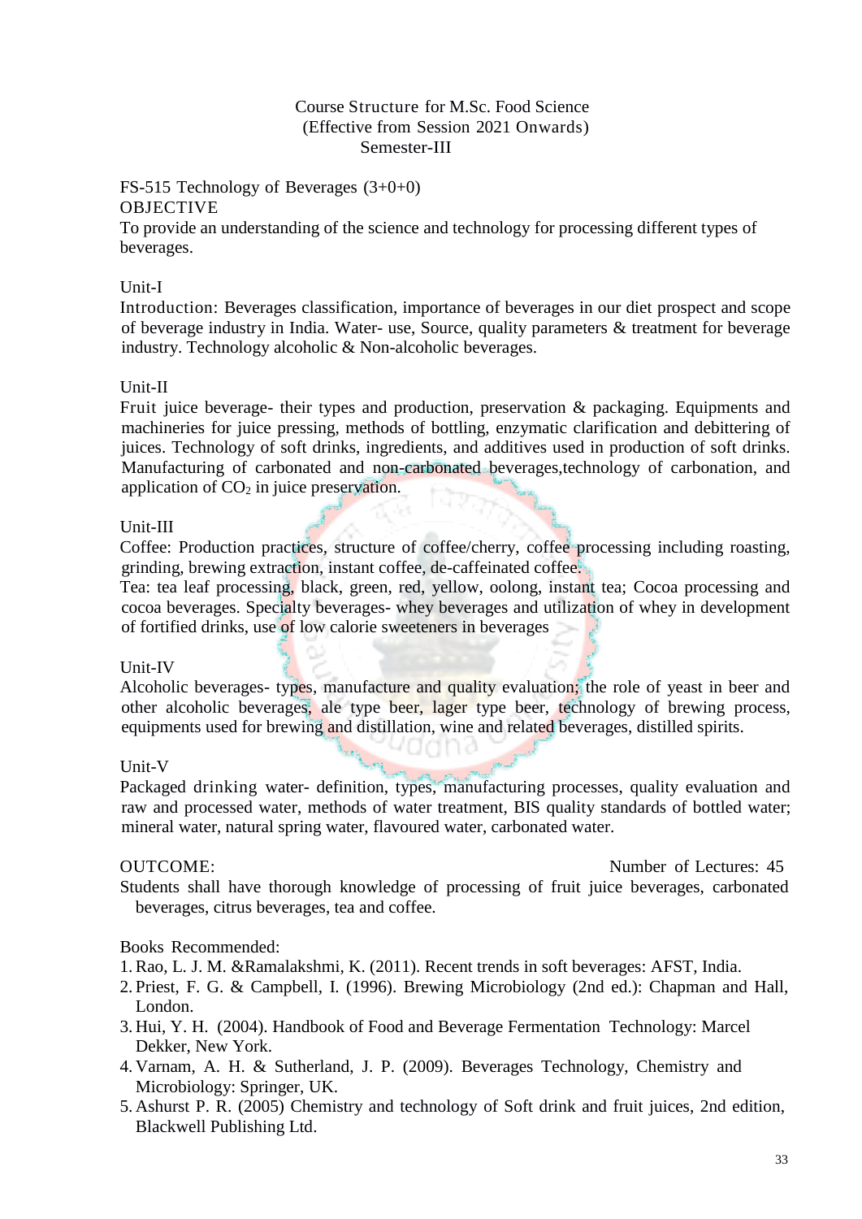Course Structure for M.Sc. Food Science
(Effective from Session 2021 Onwards)
Semester-III

FS-515 Technology of Beverages (3+0+0)

OBJECTIVE

To provide an understanding of the science and technology for processing different types of beverages.

Unit-I

Introduction: Beverages classification, importance of beverages in our diet prospect and scope of beverage industry in India. Water- use, Source, quality parameters & treatment for beverage industry. Technology alcoholic & Non-alcoholic beverages.

Unit-II

Fruit juice beverage- their types and production, preservation & packaging. Equipments and machineries for juice pressing, methods of bottling, enzymatic clarification and debittering of juices. Technology of soft drinks, ingredients, and additives used in production of soft drinks. Manufacturing of carbonated and non-carbonated beverages,technology of carbonation, and application of $CO_2$ in juice preservation.

Unit-III

Coffee: Production practices, structure of coffee/cherry, coffee processing including roasting, grinding, brewing extraction, instant coffee, de-caffeinated coffee.

Tea: tea leaf processing, black, green, red, yellow, oolong, instant tea; Cocoa processing and cocoa beverages. Specialty beverages- whey beverages and utilization of whey in development of fortified drinks, use of low calorie sweeteners in beverages

Unit-IV

Alcoholic beverages- types, manufacture and quality evaluation; the role of yeast in beer and other alcoholic beverages, ale type beer, lager type beer, technology of brewing process, equipments used for brewing and distillation, wine and related beverages, distilled spirits.

Unit-V

Packaged drinking water- definition, types, manufacturing processes, quality evaluation and raw and processed water, methods of water treatment, BIS quality standards of bottled water; mineral water, natural spring water, flavoured water, carbonated water.

OUTCOME: Number of Lectures: 45

Students shall have thorough knowledge of processing of fruit juice beverages, carbonated beverages, citrus beverages, tea and coffee.

Books Recommended:

1. Rao, L. J. M. &Ramalakshmi, K. (2011). Recent trends in soft beverages: AFST, India.
2. Priest, F. G. & Campbell, I. (1996). Brewing Microbiology (2nd ed.): Chapman and Hall, London.
3. Hui, Y. H. (2004). Handbook of Food and Beverage Fermentation Technology: Marcel Dekker, New York.
4. Varnam, A. H. & Sutherland, J. P. (2009). Beverages Technology, Chemistry and Microbiology: Springer, UK.
5. Ashurst P. R. (2005) Chemistry and technology of Soft drink and fruit juices, 2nd edition, Blackwell Publishing Ltd.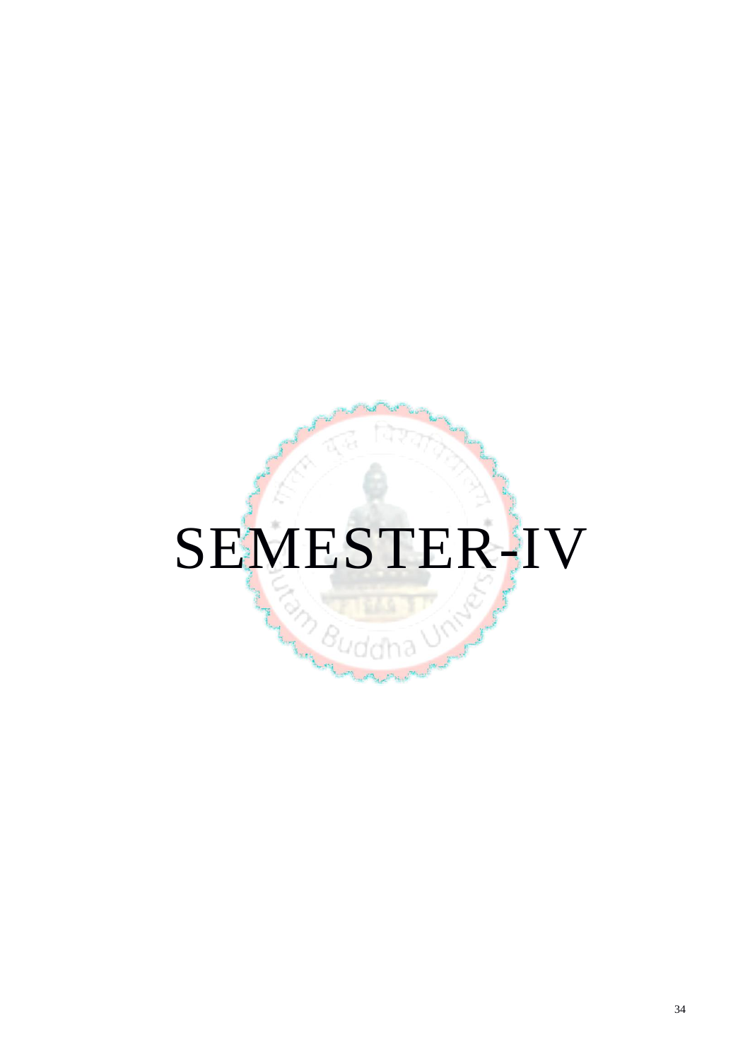# SEMESTER-IV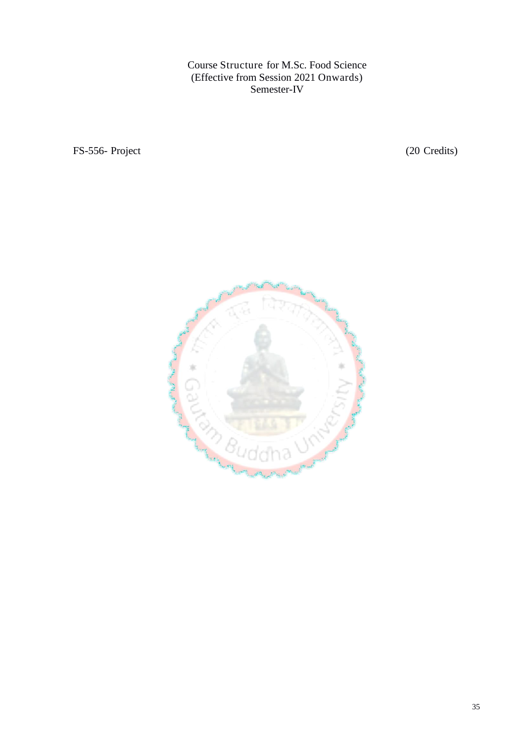Course Structure for M.Sc. Food Science
(Effective from Session 2021 Onwards)
Semester-IV

FS-556- Project (20 Credits)